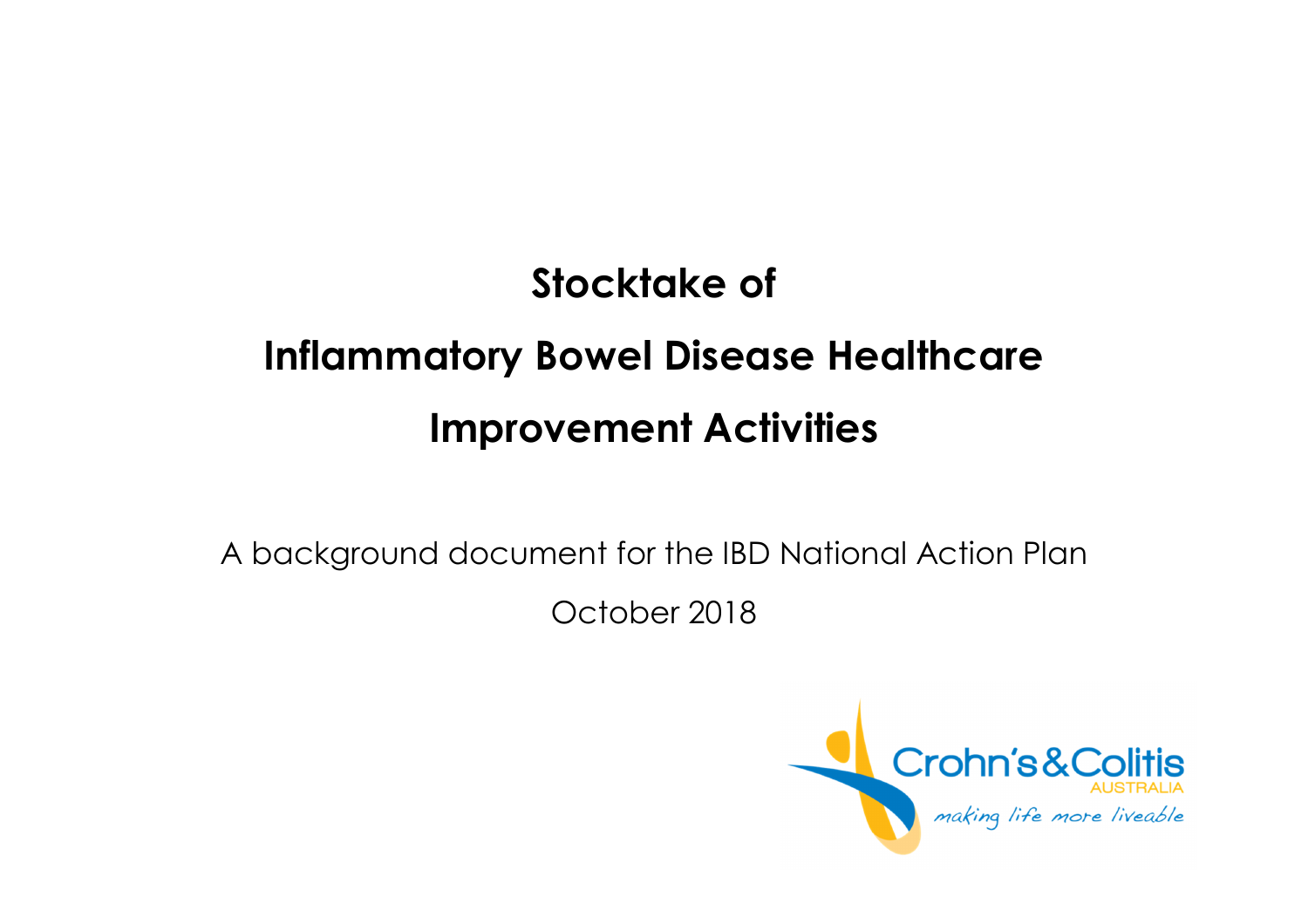# Stocktake of Inflammatory Bowel Disease Healthcare Improvement Activities

A background document for the IBD National Action Plan

October 2018

Crohn's & Colitis AUSTRALIA

*making life more liveable*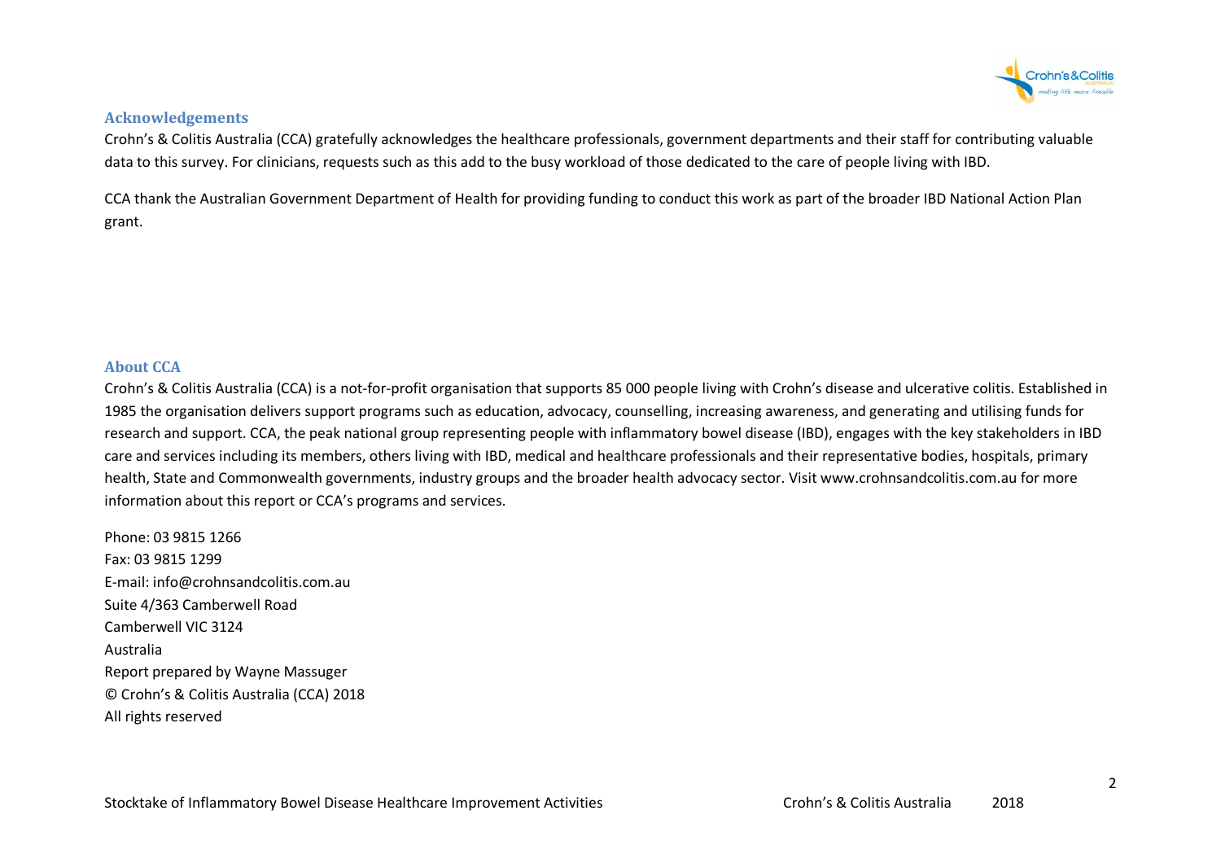## Acknowledgements

Crohn's & Colitis Australia (CCA) gratefully acknowledges the healthcare professionals, government departments and their staff for contributing valuable data to this survey. For clinicians, requests such as this add to the busy workload of those dedicated to the care of people living with IBD.

CCA thank the Australian Government Department of Health for providing funding to conduct this work as part of the broader IBD National Action Plan grant.

## About CCA

Crohn's & Colitis Australia (CCA) is a not-for-profit organisation that supports 85 000 people living with Crohn's disease and ulcerative colitis. Established in 1985 the organisation delivers support programs such as education, advocacy, counselling, increasing awareness, and generating and utilising funds for research and support. CCA, the peak national group representing people with inflammatory bowel disease (IBD), engages with the key stakeholders in IBD care and services including its members, others living with IBD, medical and healthcare professionals and their representative bodies, hospitals, primary health, State and Commonwealth governments, industry groups and the broader health advocacy sector. Visit www.crohnsandcolitis.com.au for more information about this report or CCA's programs and services.

Phone: 03 9815 1266
Fax: 03 9815 1299
E-mail: info@crohnsandcolitis.com.au
Suite 4/363 Camberwell Road
Camberwell VIC 3124
Australia
Report prepared by Wayne Massuger
© Crohn's & Colitis Australia (CCA) 2018
All rights reserved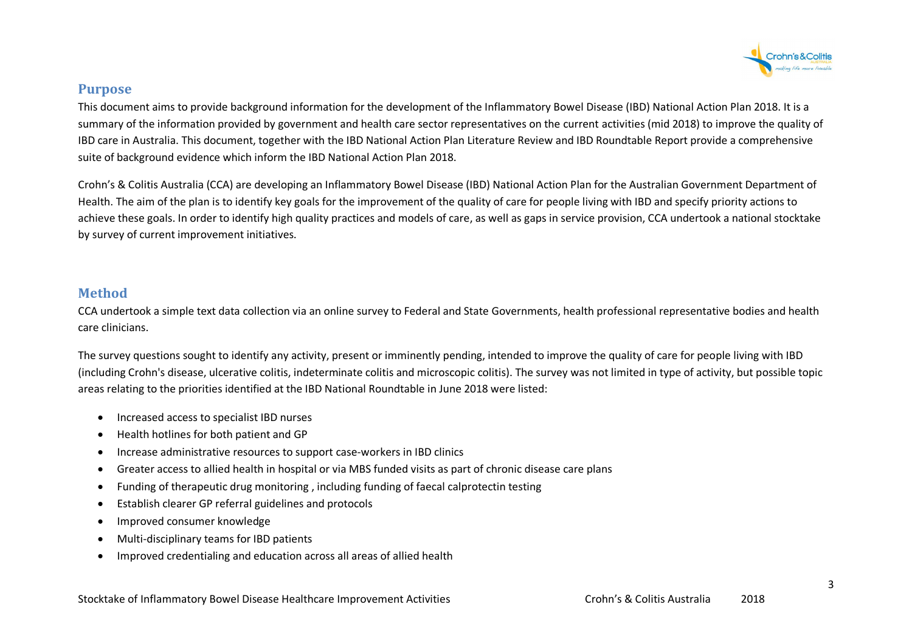## Purpose

This document aims to provide background information for the development of the Inflammatory Bowel Disease (IBD) National Action Plan 2018. It is a summary of the information provided by government and health care sector representatives on the current activities (mid 2018) to improve the quality of IBD care in Australia. This document, together with the IBD National Action Plan Literature Review and IBD Roundtable Report provide a comprehensive suite of background evidence which inform the IBD National Action Plan 2018.

Crohn's & Colitis Australia (CCA) are developing an Inflammatory Bowel Disease (IBD) National Action Plan for the Australian Government Department of Health. The aim of the plan is to identify key goals for the improvement of the quality of care for people living with IBD and specify priority actions to achieve these goals. In order to identify high quality practices and models of care, as well as gaps in service provision, CCA undertook a national stocktake by survey of current improvement initiatives.

## Method

CCA undertook a simple text data collection via an online survey to Federal and State Governments, health professional representative bodies and health care clinicians.

The survey questions sought to identify any activity, present or imminently pending, intended to improve the quality of care for people living with IBD (including Crohn's disease, ulcerative colitis, indeterminate colitis and microscopic colitis). The survey was not limited in type of activity, but possible topic areas relating to the priorities identified at the IBD National Roundtable in June 2018 were listed:

- Increased access to specialist IBD nurses
- Health hotlines for both patient and GP
- Increase administrative resources to support case-workers in IBD clinics
- Greater access to allied health in hospital or via MBS funded visits as part of chronic disease care plans
- Funding of therapeutic drug monitoring , including funding of faecal calprotectin testing
- Establish clearer GP referral guidelines and protocols
- Improved consumer knowledge
- Multi-disciplinary teams for IBD patients
- Improved credentialing and education across all areas of allied health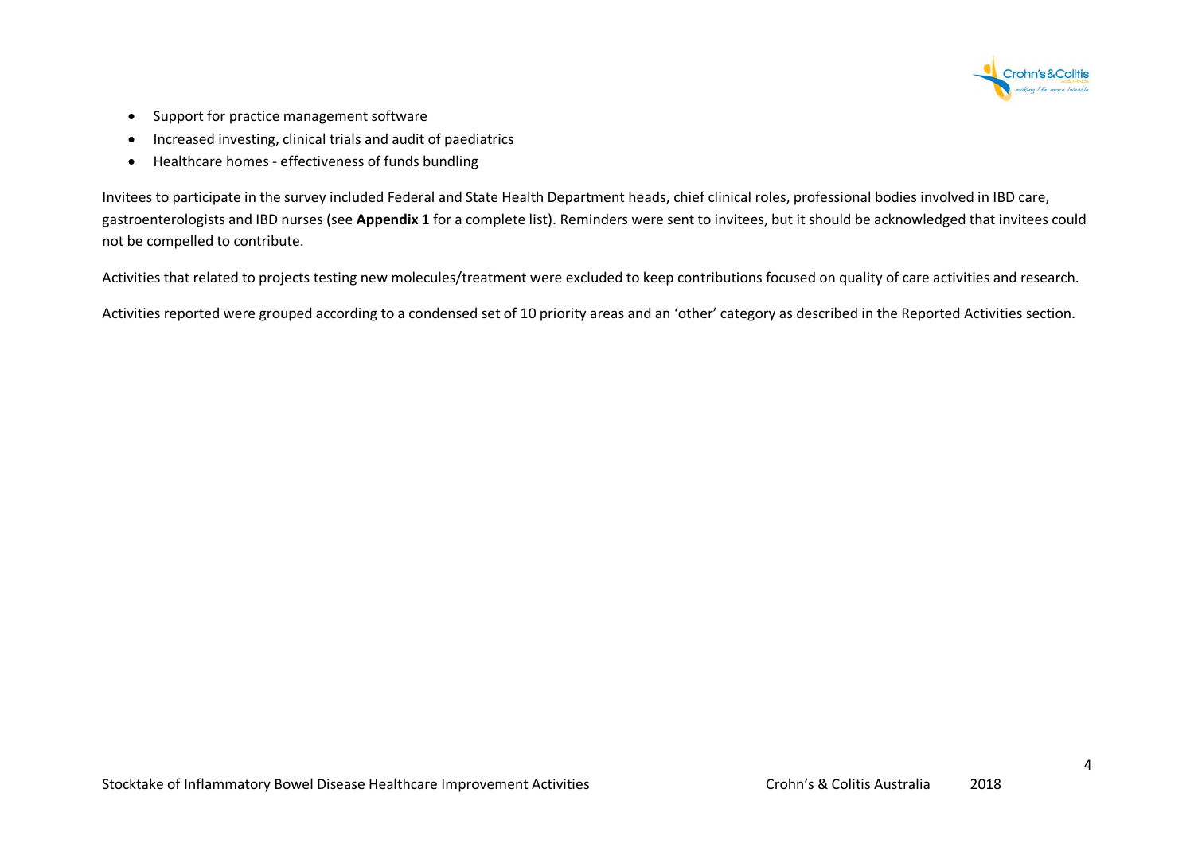- Support for practice management software
- Increased investing, clinical trials and audit of paediatrics
- Healthcare homes - effectiveness of funds bundling

Invitees to participate in the survey included Federal and State Health Department heads, chief clinical roles, professional bodies involved in IBD care, gastroenterologists and IBD nurses (see **Appendix 1** for a complete list). Reminders were sent to invitees, but it should be acknowledged that invitees could not be compelled to contribute.

Activities that related to projects testing new molecules/treatment were excluded to keep contributions focused on quality of care activities and research.

Activities reported were grouped according to a condensed set of 10 priority areas and an 'other' category as described in the Reported Activities section.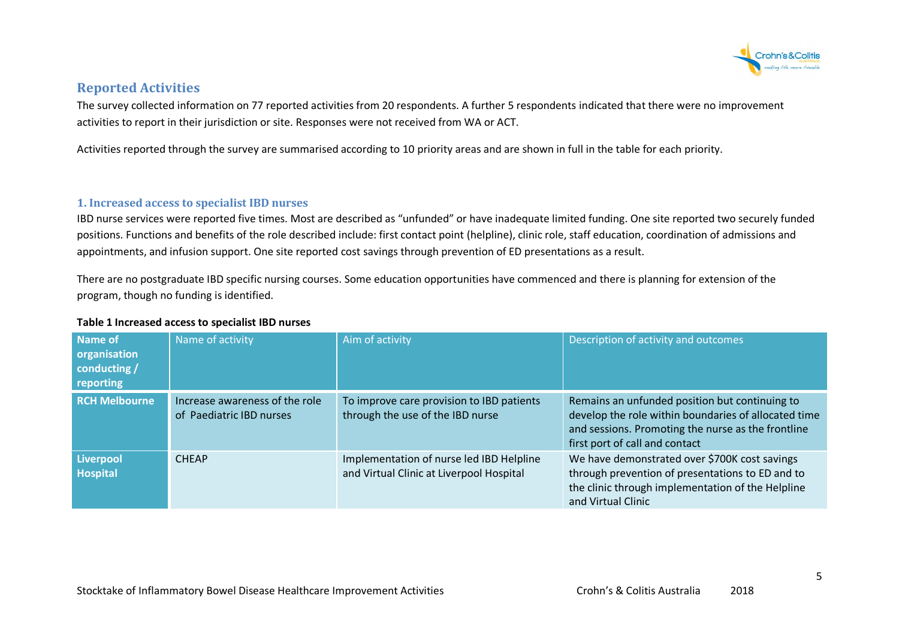## Reported Activities

The survey collected information on 77 reported activities from 20 respondents. A further 5 respondents indicated that there were no improvement activities to report in their jurisdiction or site. Responses were not received from WA or ACT.

Activities reported through the survey are summarised according to 10 priority areas and are shown in full in the table for each priority.

### 1. Increased access to specialist IBD nurses

IBD nurse services were reported five times. Most are described as "unfunded" or have inadequate limited funding. One site reported two securely funded positions. Functions and benefits of the role described include: first contact point (helpline), clinic role, staff education, coordination of admissions and appointments, and infusion support. One site reported cost savings through prevention of ED presentations as a result.

There are no postgraduate IBD specific nursing courses. Some education opportunities have commenced and there is planning for extension of the program, though no funding is identified.

**Table 1 Increased access to specialist IBD nurses**

| Name of organisation conducting / reporting | Name of activity | Aim of activity | Description of activity and outcomes |
| --- | --- | --- | --- |
| **RCH Melbourne** | Increase awareness of the role of Paediatric IBD nurses | To improve care provision to IBD patients through the use of the IBD nurse | Remains an unfunded position but continuing to develop the role within boundaries of allocated time and sessions. Promoting the nurse as the frontline first port of call and contact |
| **Liverpool Hospital** | CHEAP | Implementation of nurse led IBD Helpline and Virtual Clinic at Liverpool Hospital | We have demonstrated over $700K cost savings through prevention of presentations to ED and to the clinic through implementation of the Helpline and Virtual Clinic |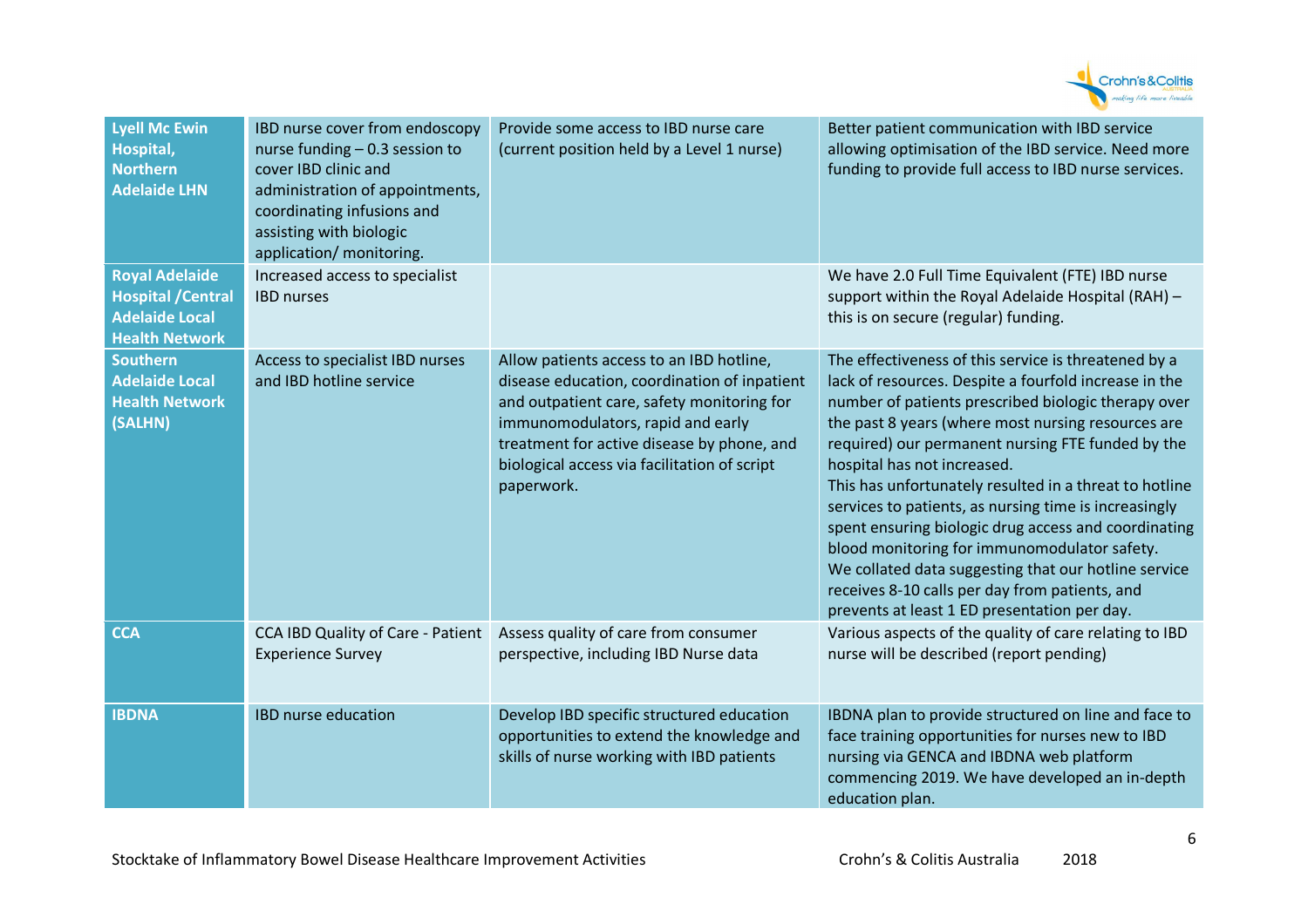| | | | |
|---|---|---|---|
| **Lyell Mc Ewin Hospital, Northern Adelaide LHN** | IBD nurse cover from endoscopy nurse funding – 0.3 session to cover IBD clinic and administration of appointments, coordinating infusions and assisting with biologic application/ monitoring. | Provide some access to IBD nurse care (current position held by a Level 1 nurse) | Better patient communication with IBD service allowing optimisation of the IBD service. Need more funding to provide full access to IBD nurse services. |
| **Royal Adelaide Hospital /Central Adelaide Local Health Network** | Increased access to specialist IBD nurses | | We have 2.0 Full Time Equivalent (FTE) IBD nurse support within the Royal Adelaide Hospital (RAH) – this is on secure (regular) funding. |
| **Southern Adelaide Local Health Network (SALHN)** | Access to specialist IBD nurses and IBD hotline service | Allow patients access to an IBD hotline, disease education, coordination of inpatient and outpatient care, safety monitoring for immunomodulators, rapid and early treatment for active disease by phone, and biological access via facilitation of script paperwork. | The effectiveness of this service is threatened by a lack of resources. Despite a fourfold increase in the number of patients prescribed biologic therapy over the past 8 years (where most nursing resources are required) our permanent nursing FTE funded by the hospital has not increased.<br>This has unfortunately resulted in a threat to hotline services to patients, as nursing time is increasingly spent ensuring biologic drug access and coordinating blood monitoring for immunomodulator safety.<br>We collated data suggesting that our hotline service receives 8-10 calls per day from patients, and prevents at least 1 ED presentation per day. |
| **CCA** | CCA IBD Quality of Care - Patient Experience Survey | Assess quality of care from consumer perspective, including IBD Nurse data | Various aspects of the quality of care relating to IBD nurse will be described (report pending) |
| **IBDNA** | IBD nurse education | Develop IBD specific structured education opportunities to extend the knowledge and skills of nurse working with IBD patients | IBDNA plan to provide structured on line and face to face training opportunities for nurses new to IBD nursing via GENCA and IBDNA web platform commencing 2019. We have developed an in-depth education plan. |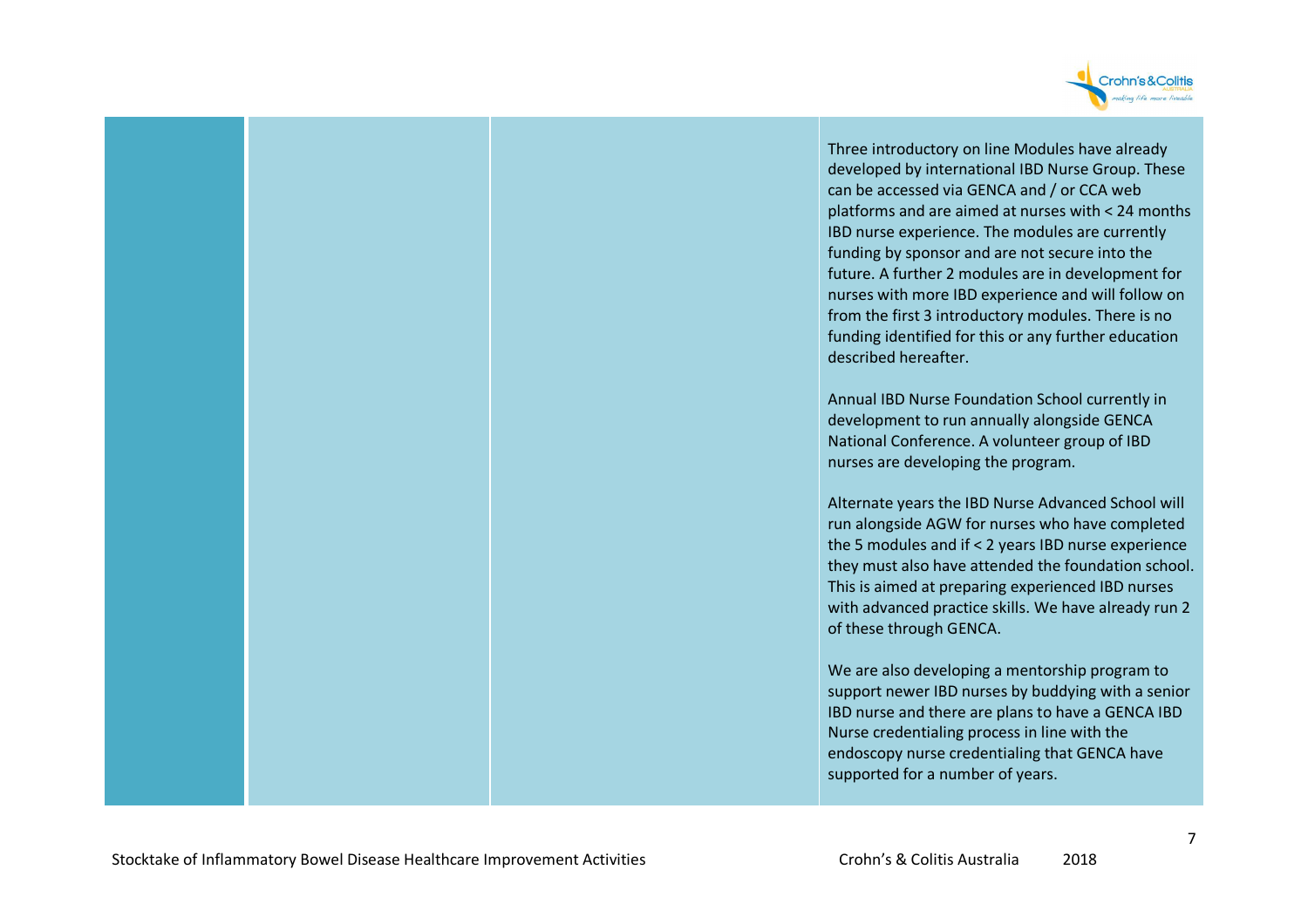| | | | |
|---|---|---|---|
| | | | Three introductory on line Modules have already developed by international IBD Nurse Group. These can be accessed via GENCA and / or CCA web platforms and are aimed at nurses with < 24 months IBD nurse experience. The modules are currently funding by sponsor and are not secure into the future. A further 2 modules are in development for nurses with more IBD experience and will follow on from the first 3 introductory modules. There is no funding identified for this or any further education described hereafter.<br><br>Annual IBD Nurse Foundation School currently in development to run annually alongside GENCA National Conference. A volunteer group of IBD nurses are developing the program.<br><br>Alternate years the IBD Nurse Advanced School will run alongside AGW for nurses who have completed the 5 modules and if < 2 years IBD nurse experience they must also have attended the foundation school. This is aimed at preparing experienced IBD nurses with advanced practice skills. We have already run 2 of these through GENCA.<br><br>We are also developing a mentorship program to support newer IBD nurses by buddying with a senior IBD nurse and there are plans to have a GENCA IBD Nurse credentialing process in line with the endoscopy nurse credentialing that GENCA have supported for a number of years. |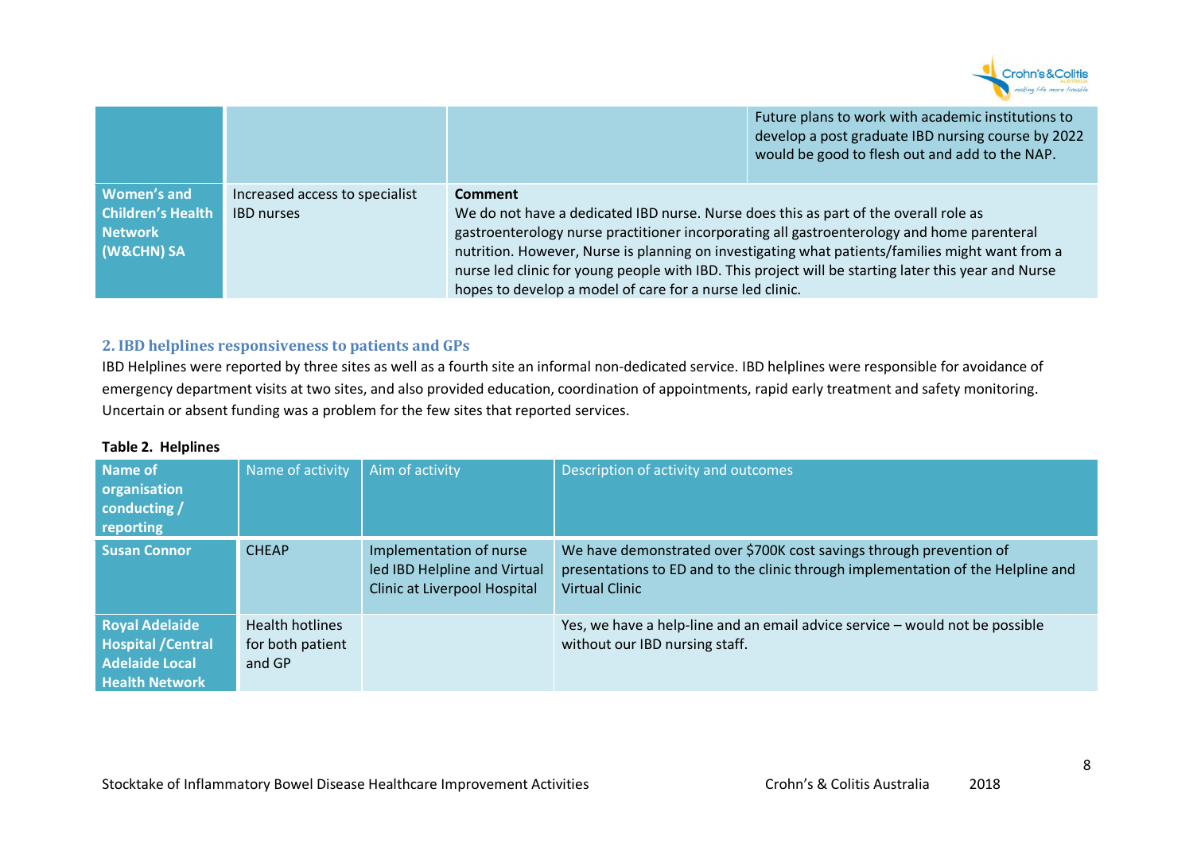| | | | |
|---|---|---|---|
| | | | Future plans to work with academic institutions to develop a post graduate IBD nursing course by 2022 would be good to flesh out and add to the NAP. |
| **Women's and Children's Health Network (W&CHN) SA** | Increased access to specialist IBD nurses | **Comment**<br>We do not have a dedicated IBD nurse. Nurse does this as part of the overall role as gastroenterology nurse practitioner incorporating all gastroenterology and home parenteral nutrition. However, Nurse is planning on investigating what patients/families might want from a nurse led clinic for young people with IBD. This project will be starting later this year and Nurse hopes to develop a model of care for a nurse led clinic. | |

## 2. IBD helplines responsiveness to patients and GPs

IBD Helplines were reported by three sites as well as a fourth site an informal non-dedicated service. IBD helplines were responsible for avoidance of emergency department visits at two sites, and also provided education, coordination of appointments, rapid early treatment and safety monitoring. Uncertain or absent funding was a problem for the few sites that reported services.

**Table 2. Helplines**

| Name of organisation conducting / reporting | Name of activity | Aim of activity | Description of activity and outcomes |
|---|---|---|---|
| **Susan Connor** | CHEAP | Implementation of nurse led IBD Helpline and Virtual Clinic at Liverpool Hospital | We have demonstrated over $700K cost savings through prevention of presentations to ED and to the clinic through implementation of the Helpline and Virtual Clinic |
| **Royal Adelaide Hospital /Central Adelaide Local Health Network** | Health hotlines for both patient and GP | | Yes, we have a help-line and an email advice service – would not be possible without our IBD nursing staff. |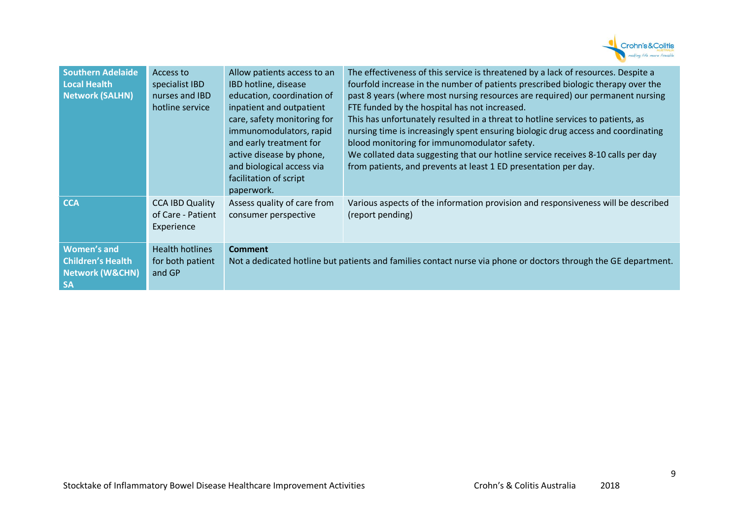| | | | |
|---|---|---|---|
| **Southern Adelaide Local Health Network (SALHN)** | Access to specialist IBD nurses and IBD hotline service | Allow patients access to an IBD hotline, disease education, coordination of inpatient and outpatient care, safety monitoring for immunomodulators, rapid and early treatment for active disease by phone, and biological access via facilitation of script paperwork. | The effectiveness of this service is threatened by a lack of resources. Despite a fourfold increase in the number of patients prescribed biologic therapy over the past 8 years (where most nursing resources are required) our permanent nursing FTE funded by the hospital has not increased.<br>This has unfortunately resulted in a threat to hotline services to patients, as nursing time is increasingly spent ensuring biologic drug access and coordinating blood monitoring for immunomodulator safety.<br>We collated data suggesting that our hotline service receives 8-10 calls per day from patients, and prevents at least 1 ED presentation per day. |
| **CCA** | CCA IBD Quality of Care - Patient Experience | Assess quality of care from consumer perspective | Various aspects of the information provision and responsiveness will be described (report pending) |
| **Women's and Children's Health Network (W&CHN) SA** | Health hotlines for both patient and GP | **Comment**<br>Not a dedicated hotline but patients and families contact nurse via phone or doctors through the GE department. | |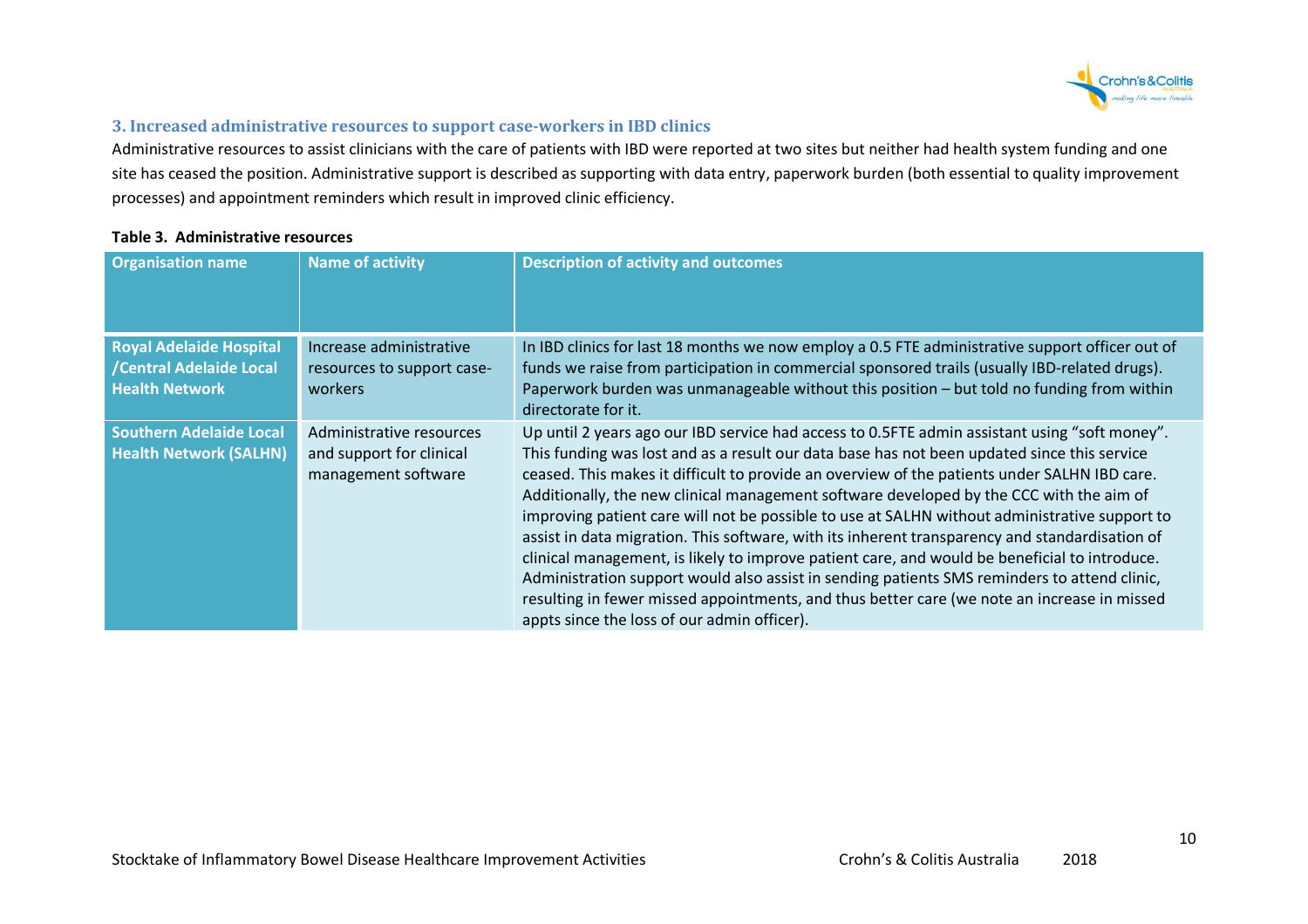### 3. Increased administrative resources to support case-workers in IBD clinics

Administrative resources to assist clinicians with the care of patients with IBD were reported at two sites but neither had health system funding and one site has ceased the position. Administrative support is described as supporting with data entry, paperwork burden (both essential to quality improvement processes) and appointment reminders which result in improved clinic efficiency.

**Table 3. Administrative resources**

| Organisation name | Name of activity | Description of activity and outcomes |
|---|---|---|
| **Royal Adelaide Hospital /Central Adelaide Local Health Network** | Increase administrative resources to support case-workers | In IBD clinics for last 18 months we now employ a 0.5 FTE administrative support officer out of funds we raise from participation in commercial sponsored trails (usually IBD-related drugs). Paperwork burden was unmanageable without this position – but told no funding from within directorate for it. |
| **Southern Adelaide Local Health Network (SALHN)** | Administrative resources and support for clinical management software | Up until 2 years ago our IBD service had access to 0.5FTE admin assistant using "soft money". This funding was lost and as a result our data base has not been updated since this service ceased. This makes it difficult to provide an overview of the patients under SALHN IBD care. Additionally, the new clinical management software developed by the CCC with the aim of improving patient care will not be possible to use at SALHN without administrative support to assist in data migration. This software, with its inherent transparency and standardisation of clinical management, is likely to improve patient care, and would be beneficial to introduce. Administration support would also assist in sending patients SMS reminders to attend clinic, resulting in fewer missed appointments, and thus better care (we note an increase in missed appts since the loss of our admin officer). |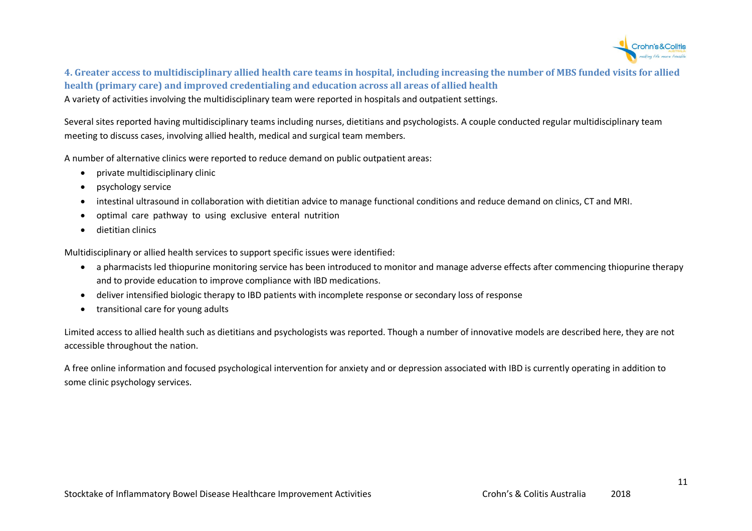## 4. Greater access to multidisciplinary allied health care teams in hospital, including increasing the number of MBS funded visits for allied health (primary care) and improved credentialing and education across all areas of allied health

A variety of activities involving the multidisciplinary team were reported in hospitals and outpatient settings.

Several sites reported having multidisciplinary teams including nurses, dietitians and psychologists. A couple conducted regular multidisciplinary team meeting to discuss cases, involving allied health, medical and surgical team members.

A number of alternative clinics were reported to reduce demand on public outpatient areas:

- private multidisciplinary clinic
- psychology service
- intestinal ultrasound in collaboration with dietitian advice to manage functional conditions and reduce demand on clinics, CT and MRI.
- optimal care pathway to using exclusive enteral nutrition
- dietitian clinics

Multidisciplinary or allied health services to support specific issues were identified:

- a pharmacists led thiopurine monitoring service has been introduced to monitor and manage adverse effects after commencing thiopurine therapy and to provide education to improve compliance with IBD medications.
- deliver intensified biologic therapy to IBD patients with incomplete response or secondary loss of response
- transitional care for young adults

Limited access to allied health such as dietitians and psychologists was reported. Though a number of innovative models are described here, they are not accessible throughout the nation.

A free online information and focused psychological intervention for anxiety and or depression associated with IBD is currently operating in addition to some clinic psychology services.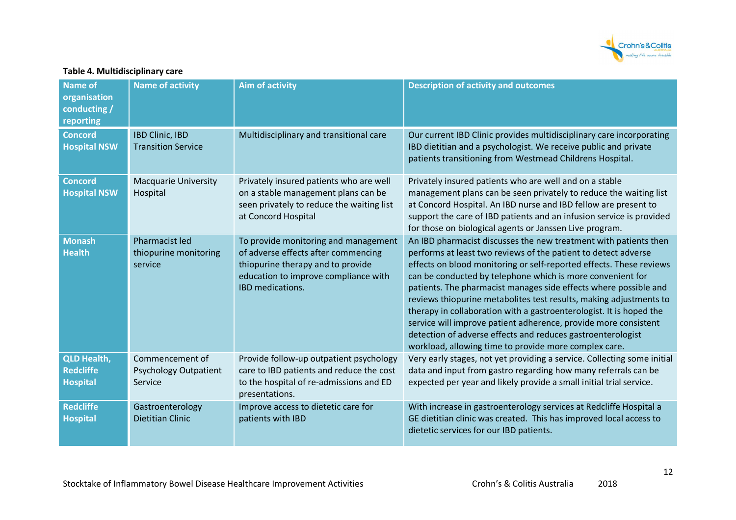**Table 4. Multidisciplinary care**

| Name of organisation conducting / reporting | Name of activity | Aim of activity | Description of activity and outcomes |
|---|---|---|---|
| **Concord Hospital NSW** | IBD Clinic, IBD Transition Service | Multidisciplinary and transitional care | Our current IBD Clinic provides multidisciplinary care incorporating IBD dietitian and a psychologist. We receive public and private patients transitioning from Westmead Childrens Hospital. |
| **Concord Hospital NSW** | Macquarie University Hospital | Privately insured patients who are well on a stable management plans can be seen privately to reduce the waiting list at Concord Hospital | Privately insured patients who are well and on a stable management plans can be seen privately to reduce the waiting list at Concord Hospital. An IBD nurse and IBD fellow are present to support the care of IBD patients and an infusion service is provided for those on biological agents or Janssen Live program. |
| **Monash Health** | Pharmacist led thiopurine monitoring service | To provide monitoring and management of adverse effects after commencing thiopurine therapy and to provide education to improve compliance with IBD medications. | An IBD pharmacist discusses the new treatment with patients then performs at least two reviews of the patient to detect adverse effects on blood monitoring or self-reported effects. These reviews can be conducted by telephone which is more convenient for patients. The pharmacist manages side effects where possible and reviews thiopurine metabolites test results, making adjustments to therapy in collaboration with a gastroenterologist. It is hoped the service will improve patient adherence, provide more consistent detection of adverse effects and reduces gastroenterologist workload, allowing time to provide more complex care. |
| **QLD Health, Redcliffe Hospital** | Commencement of Psychology Outpatient Service | Provide follow-up outpatient psychology care to IBD patients and reduce the cost to the hospital of re-admissions and ED presentations. | Very early stages, not yet providing a service. Collecting some initial data and input from gastro regarding how many referrals can be expected per year and likely provide a small initial trial service. |
| **Redcliffe Hospital** | Gastroenterology Dietitian Clinic | Improve access to dietetic care for patients with IBD | With increase in gastroenterology services at Redcliffe Hospital a GE dietitian clinic was created. This has improved local access to dietetic services for our IBD patients. |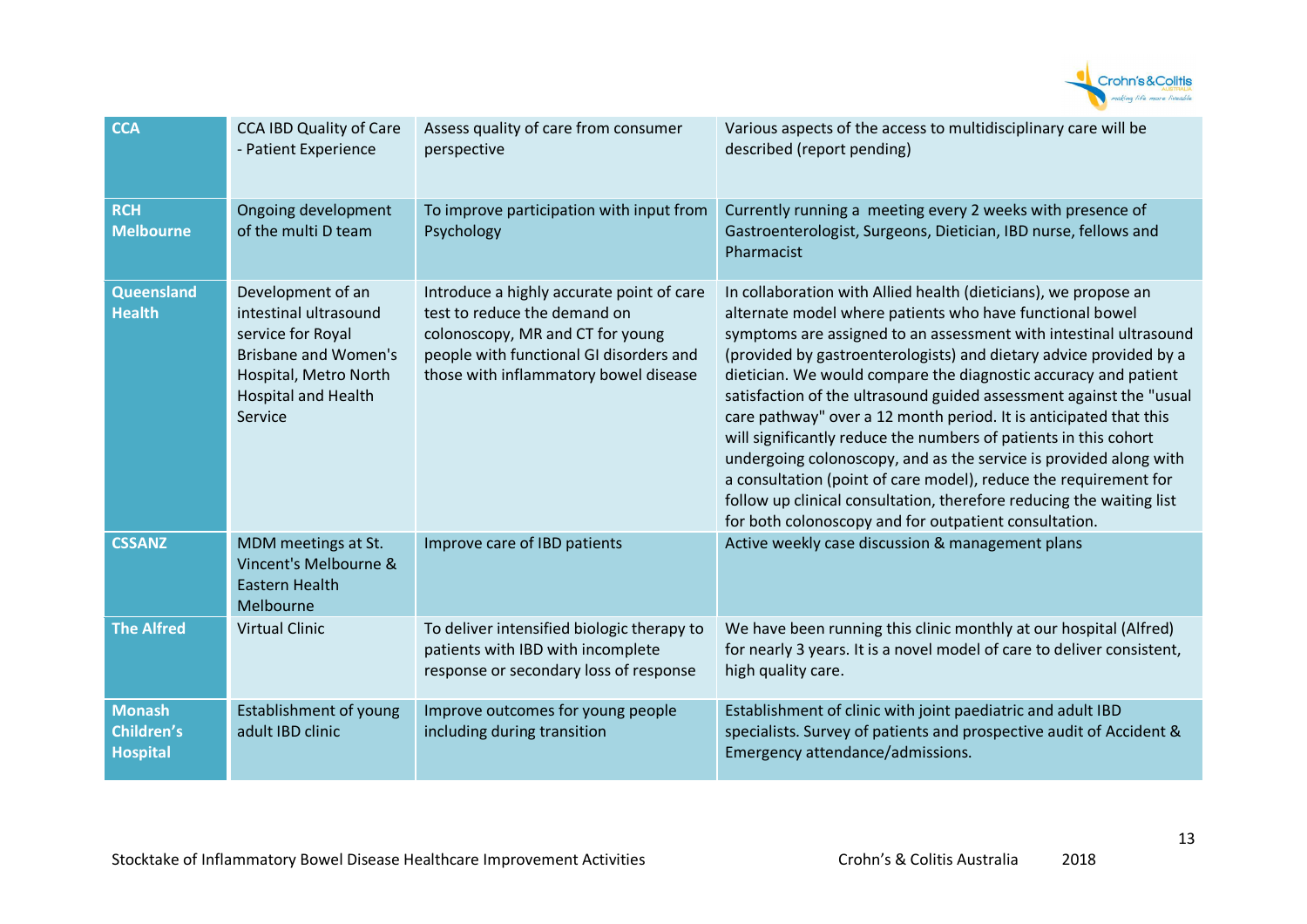| CCA | CCA IBD Quality of Care - Patient Experience | Assess quality of care from consumer perspective | Various aspects of the access to multidisciplinary care will be described (report pending) |
|---|---|---|---|
| RCH Melbourne | Ongoing development of the multi D team | To improve participation with input from Psychology | Currently running a meeting every 2 weeks with presence of Gastroenterologist, Surgeons, Dietician, IBD nurse, fellows and Pharmacist |
| Queensland Health | Development of an intestinal ultrasound service for Royal Brisbane and Women's Hospital, Metro North Hospital and Health Service | Introduce a highly accurate point of care test to reduce the demand on colonoscopy, MR and CT for young people with functional GI disorders and those with inflammatory bowel disease | In collaboration with Allied health (dieticians), we propose an alternate model where patients who have functional bowel symptoms are assigned to an assessment with intestinal ultrasound (provided by gastroenterologists) and dietary advice provided by a dietician. We would compare the diagnostic accuracy and patient satisfaction of the ultrasound guided assessment against the "usual care pathway" over a 12 month period. It is anticipated that this will significantly reduce the numbers of patients in this cohort undergoing colonoscopy, and as the service is provided along with a consultation (point of care model), reduce the requirement for follow up clinical consultation, therefore reducing the waiting list for both colonoscopy and for outpatient consultation. |
| CSSANZ | MDM meetings at St. Vincent's Melbourne & Eastern Health Melbourne | Improve care of IBD patients | Active weekly case discussion & management plans |
| The Alfred | Virtual Clinic | To deliver intensified biologic therapy to patients with IBD with incomplete response or secondary loss of response | We have been running this clinic monthly at our hospital (Alfred) for nearly 3 years. It is a novel model of care to deliver consistent, high quality care. |
| Monash Children's Hospital | Establishment of young adult IBD clinic | Improve outcomes for young people including during transition | Establishment of clinic with joint paediatric and adult IBD specialists. Survey of patients and prospective audit of Accident & Emergency attendance/admissions. |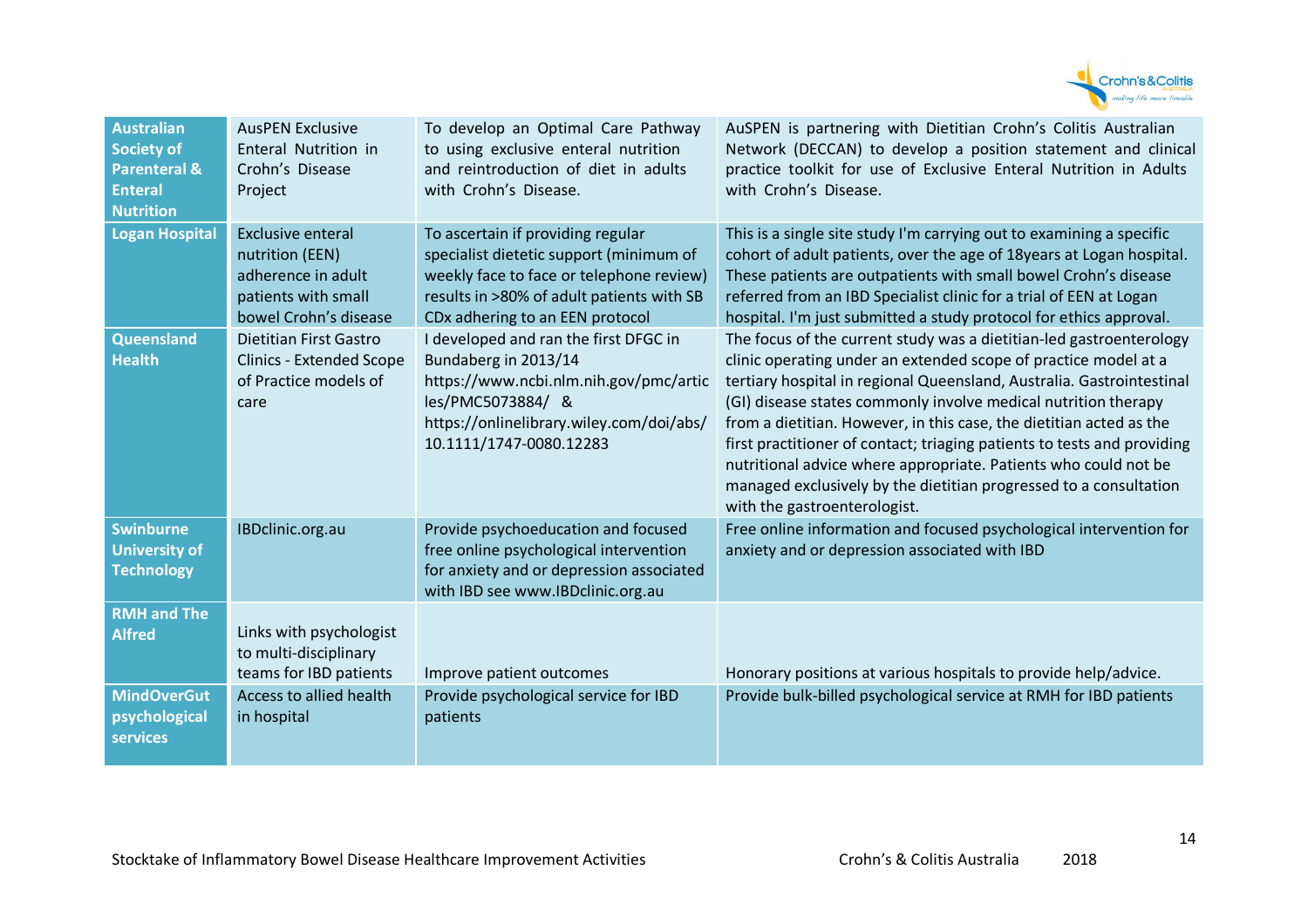| | | | |
|---|---|---|---|
| **Australian Society of Parenteral & Enteral Nutrition** | AusPEN Exclusive Enteral Nutrition in Crohn's Disease Project | To develop an Optimal Care Pathway to using exclusive enteral nutrition and reintroduction of diet in adults with Crohn's Disease. | AuSPEN is partnering with Dietitian Crohn's Colitis Australian Network (DECCAN) to develop a position statement and clinical practice toolkit for use of Exclusive Enteral Nutrition in Adults with Crohn's Disease. |
| **Logan Hospital** | Exclusive enteral nutrition (EEN) adherence in adult patients with small bowel Crohn's disease | To ascertain if providing regular specialist dietetic support (minimum of weekly face to face or telephone review) results in >80% of adult patients with SB CDx adhering to an EEN protocol | This is a single site study I'm carrying out to examining a specific cohort of adult patients, over the age of 18years at Logan hospital. These patients are outpatients with small bowel Crohn's disease referred from an IBD Specialist clinic for a trial of EEN at Logan hospital. I'm just submitted a study protocol for ethics approval. |
| **Queensland Health** | Dietitian First Gastro Clinics - Extended Scope of Practice models of care | I developed and ran the first DFGC in Bundaberg in 2013/14 https://www.ncbi.nlm.nih.gov/pmc/articles/PMC5073884/ & https://onlinelibrary.wiley.com/doi/abs/10.1111/1747-0080.12283 | The focus of the current study was a dietitian-led gastroenterology clinic operating under an extended scope of practice model at a tertiary hospital in regional Queensland, Australia. Gastrointestinal (GI) disease states commonly involve medical nutrition therapy from a dietitian. However, in this case, the dietitian acted as the first practitioner of contact; triaging patients to tests and providing nutritional advice where appropriate. Patients who could not be managed exclusively by the dietitian progressed to a consultation with the gastroenterologist. |
| **Swinburne University of Technology** | IBDclinic.org.au | Provide psychoeducation and focused free online psychological intervention for anxiety and or depression associated with IBD see www.IBDclinic.org.au | Free online information and focused psychological intervention for anxiety and or depression associated with IBD |
| **RMH and The Alfred** | Links with psychologist to multi-disciplinary teams for IBD patients | Improve patient outcomes | Honorary positions at various hospitals to provide help/advice. |
| **MindOverGut psychological services** | Access to allied health in hospital | Provide psychological service for IBD patients | Provide bulk-billed psychological service at RMH for IBD patients |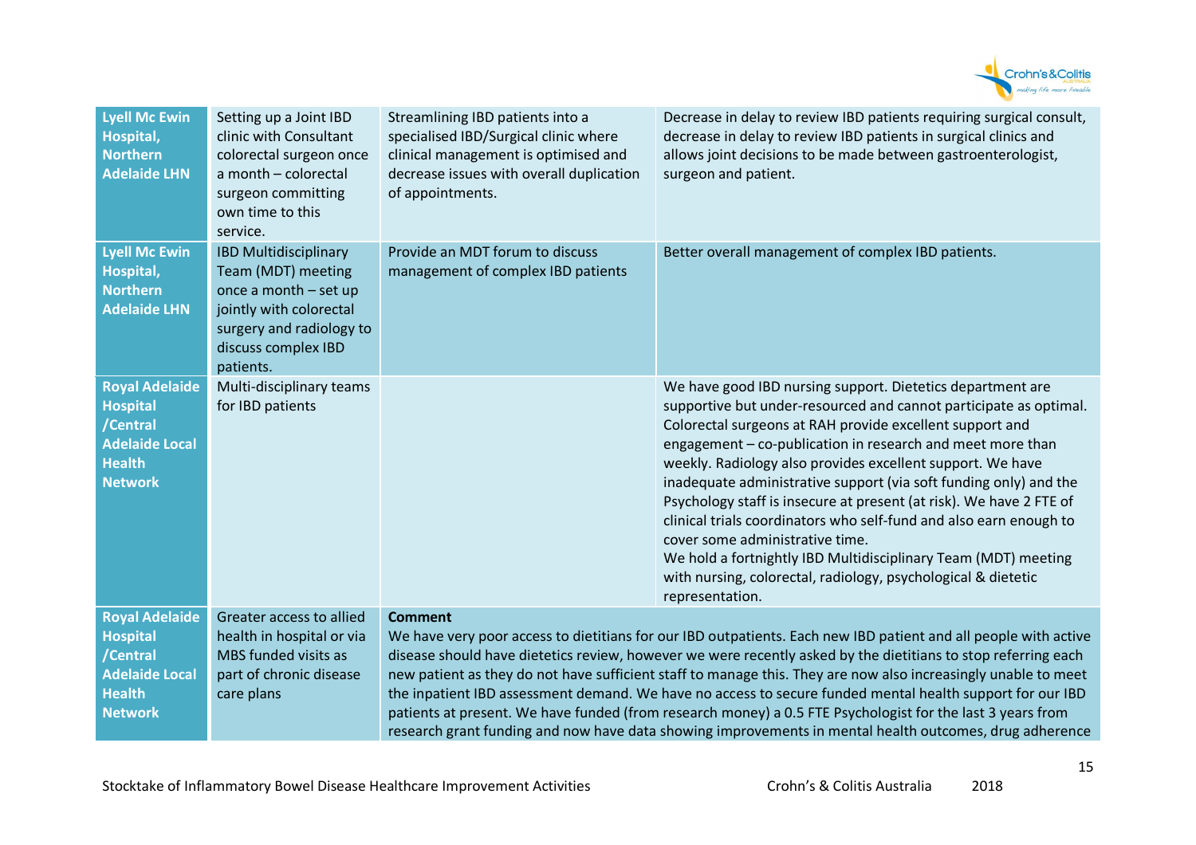| | | | |
|---|---|---|---|
| **Lyell Mc Ewin Hospital, Northern Adelaide LHN** | Setting up a Joint IBD clinic with Consultant colorectal surgeon once a month – colorectal surgeon committing own time to this service. | Streamlining IBD patients into a specialised IBD/Surgical clinic where clinical management is optimised and decrease issues with overall duplication of appointments. | Decrease in delay to review IBD patients requiring surgical consult, decrease in delay to review IBD patients in surgical clinics and allows joint decisions to be made between gastroenterologist, surgeon and patient. |
| **Lyell Mc Ewin Hospital, Northern Adelaide LHN** | IBD Multidisciplinary Team (MDT) meeting once a month – set up jointly with colorectal surgery and radiology to discuss complex IBD patients. | Provide an MDT forum to discuss management of complex IBD patients | Better overall management of complex IBD patients. |
| **Royal Adelaide Hospital /Central Adelaide Local Health Network** | Multi-disciplinary teams for IBD patients | | We have good IBD nursing support. Dietetics department are supportive but under-resourced and cannot participate as optimal. Colorectal surgeons at RAH provide excellent support and engagement – co-publication in research and meet more than weekly. Radiology also provides excellent support. We have inadequate administrative support (via soft funding only) and the Psychology staff is insecure at present (at risk). We have 2 FTE of clinical trials coordinators who self-fund and also earn enough to cover some administrative time.<br>We hold a fortnightly IBD Multidisciplinary Team (MDT) meeting with nursing, colorectal, radiology, psychological & dietetic representation. |
| **Royal Adelaide Hospital /Central Adelaide Local Health Network** | Greater access to allied health in hospital or via MBS funded visits as part of chronic disease care plans | **Comment**<br>We have very poor access to dietitians for our IBD outpatients. Each new IBD patient and all people with active disease should have dietetics review, however we were recently asked by the dietitians to stop referring each new patient as they do not have sufficient staff to manage this. They are now also increasingly unable to meet the inpatient IBD assessment demand. We have no access to secure funded mental health support for our IBD patients at present. We have funded (from research money) a 0.5 FTE Psychologist for the last 3 years from research grant funding and now have data showing improvements in mental health outcomes, drug adherence | |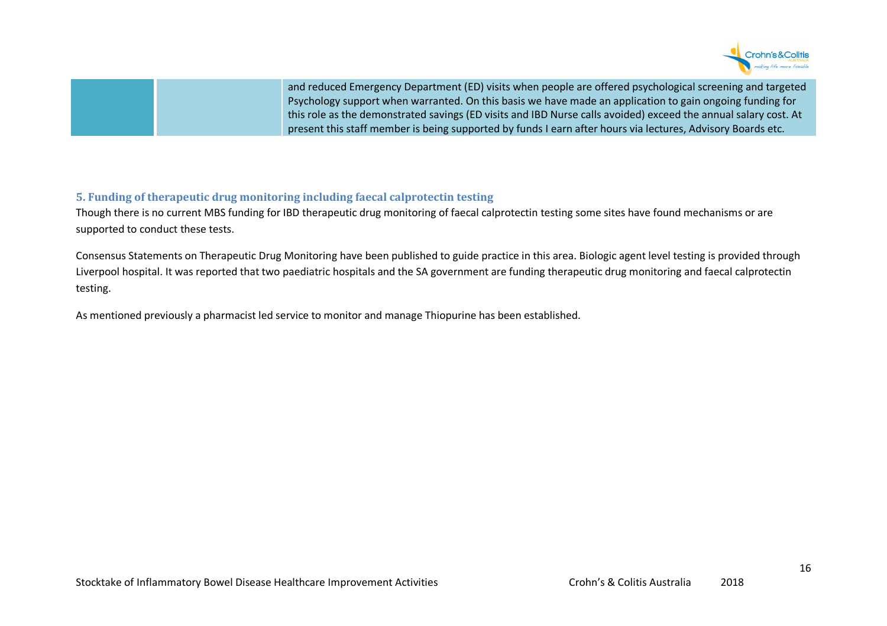|  |  | and reduced Emergency Department (ED) visits when people are offered psychological screening and targeted Psychology support when warranted. On this basis we have made an application to gain ongoing funding for this role as the demonstrated savings (ED visits and IBD Nurse calls avoided) exceed the annual salary cost. At present this staff member is being supported by funds I earn after hours via lectures, Advisory Boards etc. |
| --- | --- | --- |

### 5. Funding of therapeutic drug monitoring including faecal calprotectin testing

Though there is no current MBS funding for IBD therapeutic drug monitoring of faecal calprotectin testing some sites have found mechanisms or are supported to conduct these tests.

Consensus Statements on Therapeutic Drug Monitoring have been published to guide practice in this area. Biologic agent level testing is provided through Liverpool hospital. It was reported that two paediatric hospitals and the SA government are funding therapeutic drug monitoring and faecal calprotectin testing.

As mentioned previously a pharmacist led service to monitor and manage Thiopurine has been established.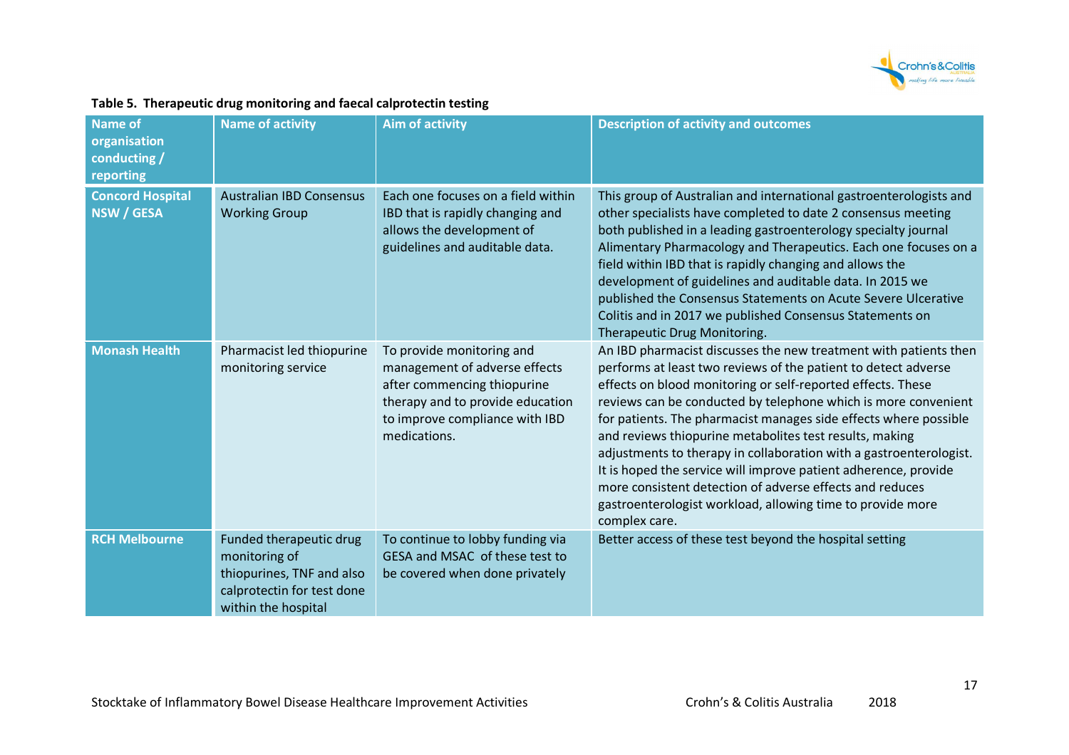**Table 5. Therapeutic drug monitoring and faecal calprotectin testing**

| Name of organisation conducting / reporting | Name of activity | Aim of activity | Description of activity and outcomes |
|---|---|---|---|
| **Concord Hospital NSW / GESA** | Australian IBD Consensus Working Group | Each one focuses on a field within IBD that is rapidly changing and allows the development of guidelines and auditable data. | This group of Australian and international gastroenterologists and other specialists have completed to date 2 consensus meeting both published in a leading gastroenterology specialty journal Alimentary Pharmacology and Therapeutics. Each one focuses on a field within IBD that is rapidly changing and allows the development of guidelines and auditable data. In 2015 we published the Consensus Statements on Acute Severe Ulcerative Colitis and in 2017 we published Consensus Statements on Therapeutic Drug Monitoring. |
| **Monash Health** | Pharmacist led thiopurine monitoring service | To provide monitoring and management of adverse effects after commencing thiopurine therapy and to provide education to improve compliance with IBD medications. | An IBD pharmacist discusses the new treatment with patients then performs at least two reviews of the patient to detect adverse effects on blood monitoring or self-reported effects. These reviews can be conducted by telephone which is more convenient for patients. The pharmacist manages side effects where possible and reviews thiopurine metabolites test results, making adjustments to therapy in collaboration with a gastroenterologist. It is hoped the service will improve patient adherence, provide more consistent detection of adverse effects and reduces gastroenterologist workload, allowing time to provide more complex care. |
| **RCH Melbourne** | Funded therapeutic drug monitoring of thiopurines, TNF and also calprotectin for test done within the hospital | To continue to lobby funding via GESA and MSAC of these test to be covered when done privately | Better access of these test beyond the hospital setting |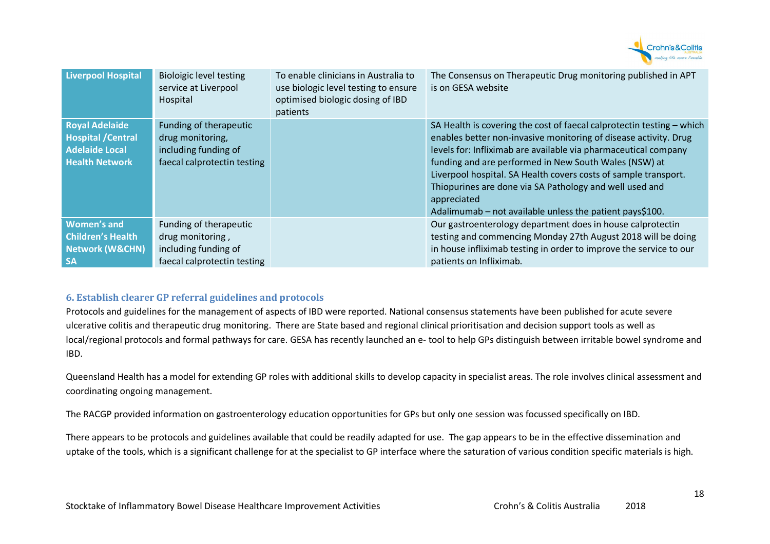| Liverpool Hospital | Bioloigic level testing service at Liverpool Hospital | To enable clinicians in Australia to use biologic level testing to ensure optimised biologic dosing of IBD patients | The Consensus on Therapeutic Drug monitoring published in APT is on GESA website |
|---|---|---|---|
| Royal Adelaide Hospital /Central Adelaide Local Health Network | Funding of therapeutic drug monitoring, including funding of faecal calprotectin testing | | SA Health is covering the cost of faecal calprotectin testing – which enables better non-invasive monitoring of disease activity. Drug levels for: Infliximab are available via pharmaceutical company funding and are performed in New South Wales (NSW) at Liverpool hospital. SA Health covers costs of sample transport. Thiopurines are done via SA Pathology and well used and appreciated<br>Adalimumab – not available unless the patient pays$100. |
| Women's and Children's Health Network (W&CHN) SA | Funding of therapeutic drug monitoring , including funding of faecal calprotectin testing | | Our gastroenterology department does in house calprotectin testing and commencing Monday 27th August 2018 will be doing in house infliximab testing in order to improve the service to our patients on Infliximab. |

### 6. Establish clearer GP referral guidelines and protocols

Protocols and guidelines for the management of aspects of IBD were reported. National consensus statements have been published for acute severe ulcerative colitis and therapeutic drug monitoring. There are State based and regional clinical prioritisation and decision support tools as well as local/regional protocols and formal pathways for care. GESA has recently launched an e- tool to help GPs distinguish between irritable bowel syndrome and IBD.

Queensland Health has a model for extending GP roles with additional skills to develop capacity in specialist areas. The role involves clinical assessment and coordinating ongoing management.

The RACGP provided information on gastroenterology education opportunities for GPs but only one session was focussed specifically on IBD.

There appears to be protocols and guidelines available that could be readily adapted for use. The gap appears to be in the effective dissemination and uptake of the tools, which is a significant challenge for at the specialist to GP interface where the saturation of various condition specific materials is high.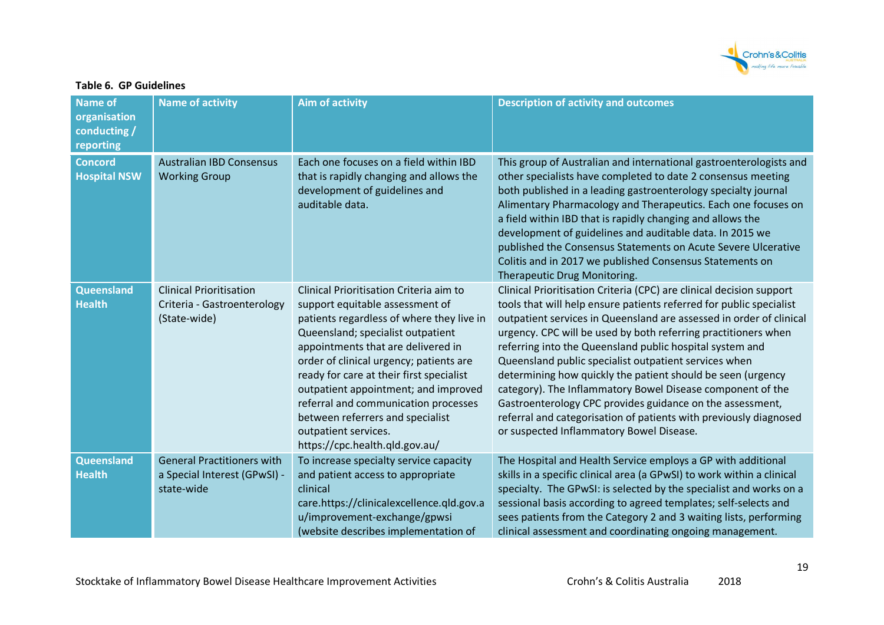**Table 6. GP Guidelines**

| Name of organisation conducting / reporting | Name of activity | Aim of activity | Description of activity and outcomes |
|---|---|---|---|
| **Concord Hospital NSW** | Australian IBD Consensus Working Group | Each one focuses on a field within IBD that is rapidly changing and allows the development of guidelines and auditable data. | This group of Australian and international gastroenterologists and other specialists have completed to date 2 consensus meeting both published in a leading gastroenterology specialty journal Alimentary Pharmacology and Therapeutics. Each one focuses on a field within IBD that is rapidly changing and allows the development of guidelines and auditable data. In 2015 we published the Consensus Statements on Acute Severe Ulcerative Colitis and in 2017 we published Consensus Statements on Therapeutic Drug Monitoring. |
| **Queensland Health** | Clinical Prioritisation Criteria - Gastroenterology (State-wide) | Clinical Prioritisation Criteria aim to support equitable assessment of patients regardless of where they live in Queensland; specialist outpatient appointments that are delivered in order of clinical urgency; patients are ready for care at their first specialist outpatient appointment; and improved referral and communication processes between referrers and specialist outpatient services. https://cpc.health.qld.gov.au/ | Clinical Prioritisation Criteria (CPC) are clinical decision support tools that will help ensure patients referred for public specialist outpatient services in Queensland are assessed in order of clinical urgency. CPC will be used by both referring practitioners when referring into the Queensland public hospital system and Queensland public specialist outpatient services when determining how quickly the patient should be seen (urgency category). The Inflammatory Bowel Disease component of the Gastroenterology CPC provides guidance on the assessment, referral and categorisation of patients with previously diagnosed or suspected Inflammatory Bowel Disease. |
| **Queensland Health** | General Practitioners with a Special Interest (GPwSI) - state-wide | To increase specialty service capacity and patient access to appropriate clinical care.https://clinicalexcellence.qld.gov.au/improvement-exchange/gpwsi (website describes implementation of | The Hospital and Health Service employs a GP with additional skills in a specific clinical area (a GPwSI) to work within a clinical specialty. The GPwSI: is selected by the specialist and works on a sessional basis according to agreed templates; self-selects and sees patients from the Category 2 and 3 waiting lists, performing clinical assessment and coordinating ongoing management. |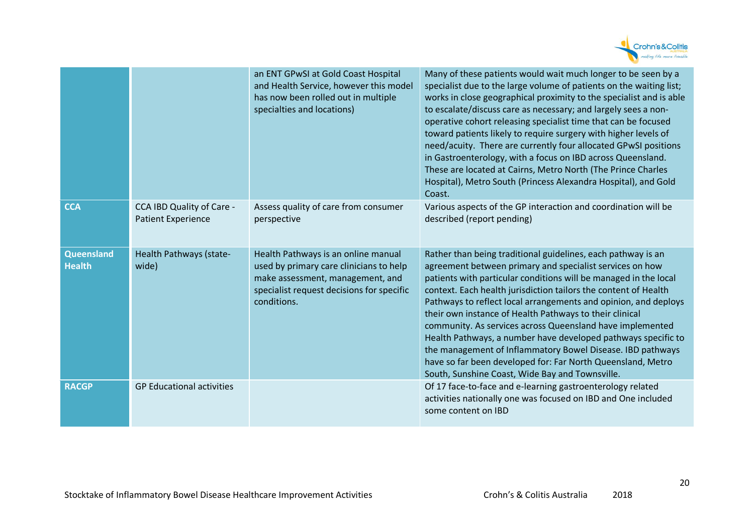| | | | |
|---|---|---|---|
| | | an ENT GPwSI at Gold Coast Hospital and Health Service, however this model has now been rolled out in multiple specialties and locations) | Many of these patients would wait much longer to be seen by a specialist due to the large volume of patients on the waiting list; works in close geographical proximity to the specialist and is able to escalate/discuss care as necessary; and largely sees a non-operative cohort releasing specialist time that can be focused toward patients likely to require surgery with higher levels of need/acuity. There are currently four allocated GPwSI positions in Gastroenterology, with a focus on IBD across Queensland. These are located at Cairns, Metro North (The Prince Charles Hospital), Metro South (Princess Alexandra Hospital), and Gold Coast. |
| **CCA** | CCA IBD Quality of Care - Patient Experience | Assess quality of care from consumer perspective | Various aspects of the GP interaction and coordination will be described (report pending) |
| **Queensland Health** | Health Pathways (state-wide) | Health Pathways is an online manual used by primary care clinicians to help make assessment, management, and specialist request decisions for specific conditions. | Rather than being traditional guidelines, each pathway is an agreement between primary and specialist services on how patients with particular conditions will be managed in the local context. Each health jurisdiction tailors the content of Health Pathways to reflect local arrangements and opinion, and deploys their own instance of Health Pathways to their clinical community. As services across Queensland have implemented Health Pathways, a number have developed pathways specific to the management of Inflammatory Bowel Disease. IBD pathways have so far been developed for: Far North Queensland, Metro South, Sunshine Coast, Wide Bay and Townsville. |
| **RACGP** | GP Educational activities | | Of 17 face-to-face and e-learning gastroenterology related activities nationally one was focused on IBD and One included some content on IBD |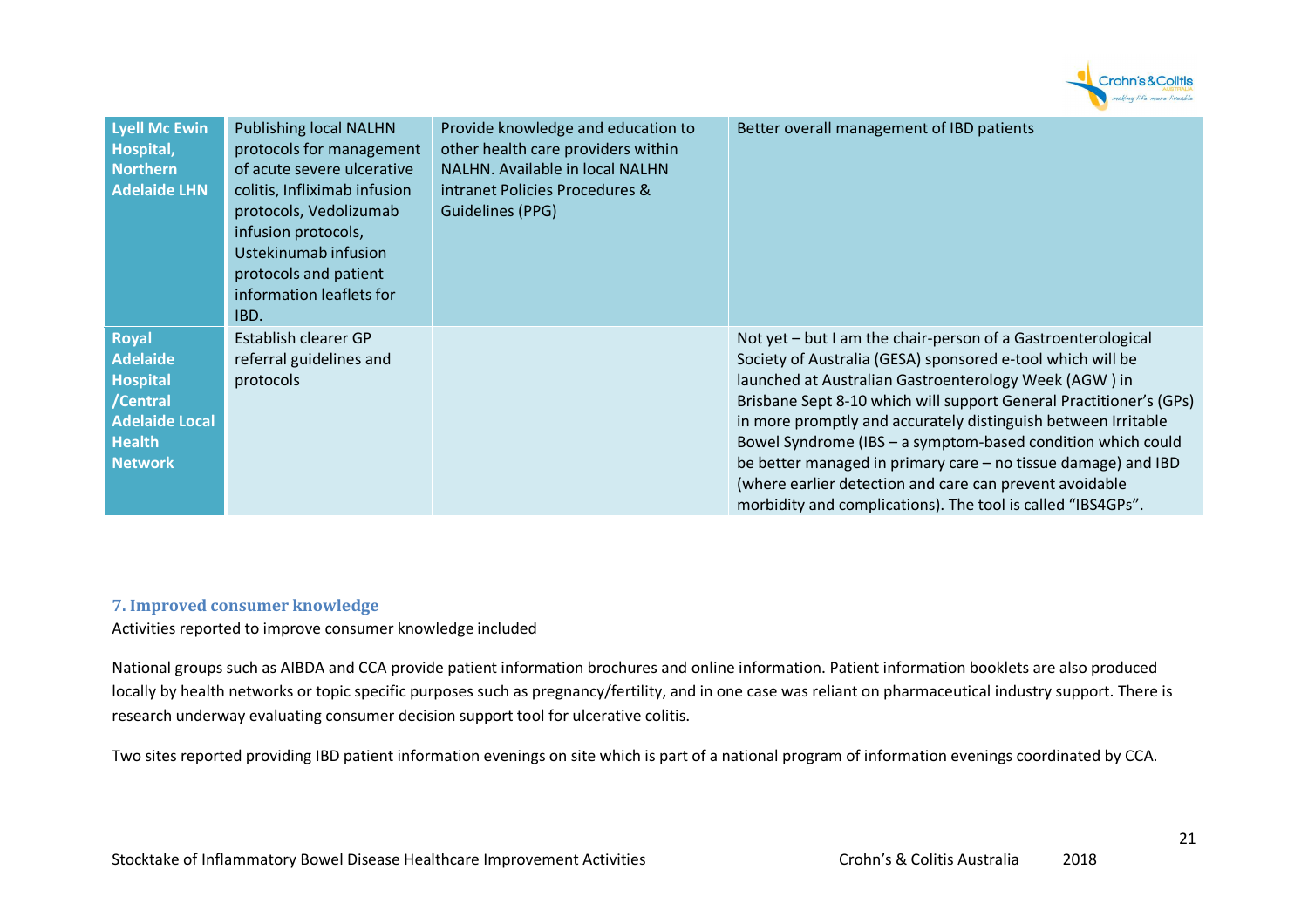| | | | |
|---|---|---|---|
| **Lyell Mc Ewin Hospital, Northern Adelaide LHN** | Publishing local NALHN protocols for management of acute severe ulcerative colitis, Infliximab infusion protocols, Vedolizumab infusion protocols, Ustekinumab infusion protocols and patient information leaflets for IBD. | Provide knowledge and education to other health care providers within NALHN. Available in local NALHN intranet Policies Procedures & Guidelines (PPG) | Better overall management of IBD patients |
| **Royal Adelaide Hospital /Central Adelaide Local Health Network** | Establish clearer GP referral guidelines and protocols | | Not yet – but I am the chair-person of a Gastroenterological Society of Australia (GESA) sponsored e-tool which will be launched at Australian Gastroenterology Week (AGW ) in Brisbane Sept 8-10 which will support General Practitioner's (GPs) in more promptly and accurately distinguish between Irritable Bowel Syndrome (IBS – a symptom-based condition which could be better managed in primary care – no tissue damage) and IBD (where earlier detection and care can prevent avoidable morbidity and complications). The tool is called "IBS4GPs". |

## 7. Improved consumer knowledge

Activities reported to improve consumer knowledge included

National groups such as AIBDA and CCA provide patient information brochures and online information. Patient information booklets are also produced locally by health networks or topic specific purposes such as pregnancy/fertility, and in one case was reliant on pharmaceutical industry support. There is research underway evaluating consumer decision support tool for ulcerative colitis.

Two sites reported providing IBD patient information evenings on site which is part of a national program of information evenings coordinated by CCA.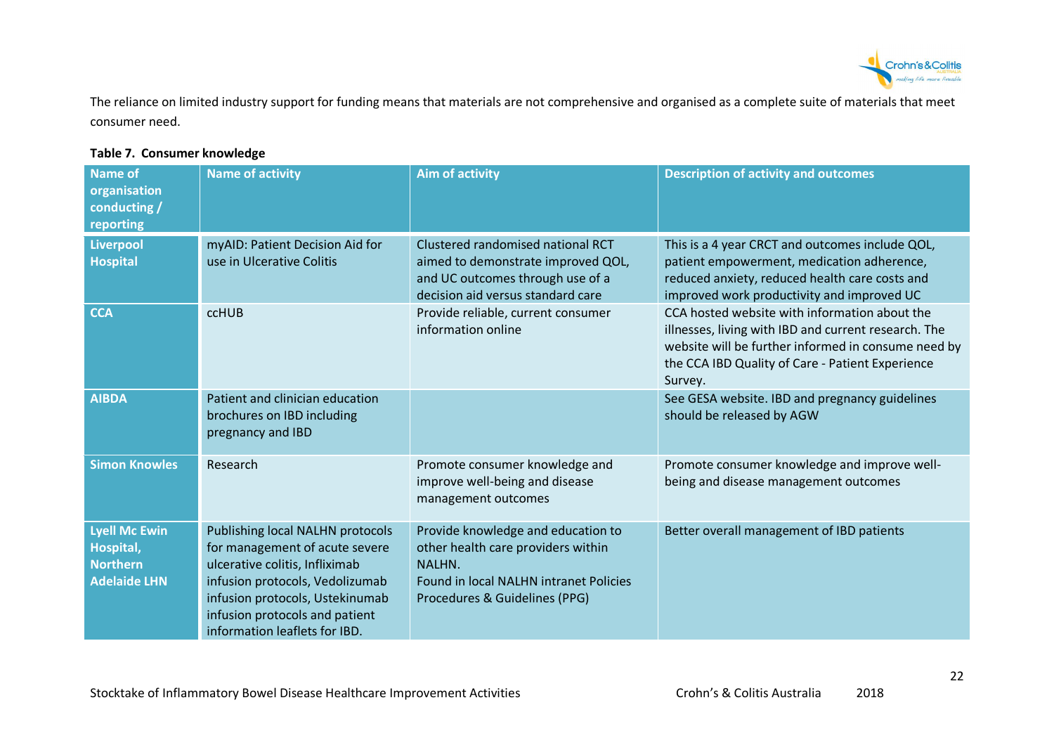The reliance on limited industry support for funding means that materials are not comprehensive and organised as a complete suite of materials that meet consumer need.

**Table 7. Consumer knowledge**

| Name of organisation conducting / reporting | Name of activity | Aim of activity | Description of activity and outcomes |
|---|---|---|---|
| **Liverpool Hospital** | myAID: Patient Decision Aid for use in Ulcerative Colitis | Clustered randomised national RCT aimed to demonstrate improved QOL, and UC outcomes through use of a decision aid versus standard care | This is a 4 year CRCT and outcomes include QOL, patient empowerment, medication adherence, reduced anxiety, reduced health care costs and improved work productivity and improved UC |
| **CCA** | ccHUB | Provide reliable, current consumer information online | CCA hosted website with information about the illnesses, living with IBD and current research. The website will be further informed in consume need by the CCA IBD Quality of Care - Patient Experience Survey. |
| **AIBDA** | Patient and clinician education brochures on IBD including pregnancy and IBD | | See GESA website. IBD and pregnancy guidelines should be released by AGW |
| **Simon Knowles** | Research | Promote consumer knowledge and improve well-being and disease management outcomes | Promote consumer knowledge and improve well-being and disease management outcomes |
| **Lyell Mc Ewin Hospital, Northern Adelaide LHN** | Publishing local NALHN protocols for management of acute severe ulcerative colitis, Infliximab infusion protocols, Vedolizumab infusion protocols, Ustekinumab infusion protocols and patient information leaflets for IBD. | Provide knowledge and education to other health care providers within NALHN.<br>Found in local NALHN intranet Policies Procedures & Guidelines (PPG) | Better overall management of IBD patients |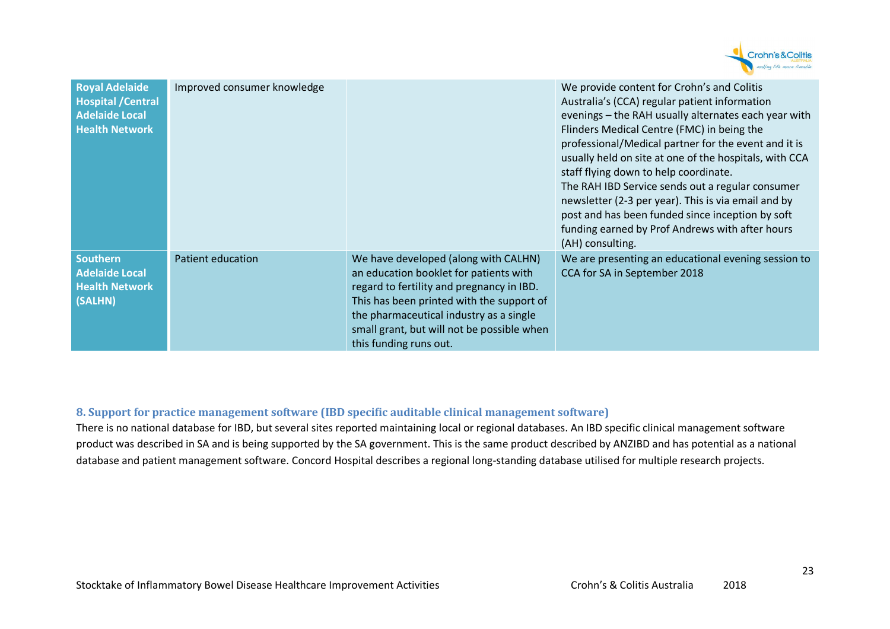| | | | |
|---|---|---|---|
| **Royal Adelaide Hospital /Central Adelaide Local Health Network** | Improved consumer knowledge | | We provide content for Crohn's and Colitis Australia's (CCA) regular patient information evenings – the RAH usually alternates each year with Flinders Medical Centre (FMC) in being the professional/Medical partner for the event and it is usually held on site at one of the hospitals, with CCA staff flying down to help coordinate.<br>The RAH IBD Service sends out a regular consumer newsletter (2-3 per year). This is via email and by post and has been funded since inception by soft funding earned by Prof Andrews with after hours (AH) consulting. |
| **Southern Adelaide Local Health Network (SALHN)** | Patient education | We have developed (along with CALHN) an education booklet for patients with regard to fertility and pregnancy in IBD. This has been printed with the support of the pharmaceutical industry as a single small grant, but will not be possible when this funding runs out. | We are presenting an educational evening session to CCA for SA in September 2018 |

### 8. Support for practice management software (IBD specific auditable clinical management software)

There is no national database for IBD, but several sites reported maintaining local or regional databases. An IBD specific clinical management software product was described in SA and is being supported by the SA government. This is the same product described by ANZIBD and has potential as a national database and patient management software. Concord Hospital describes a regional long-standing database utilised for multiple research projects.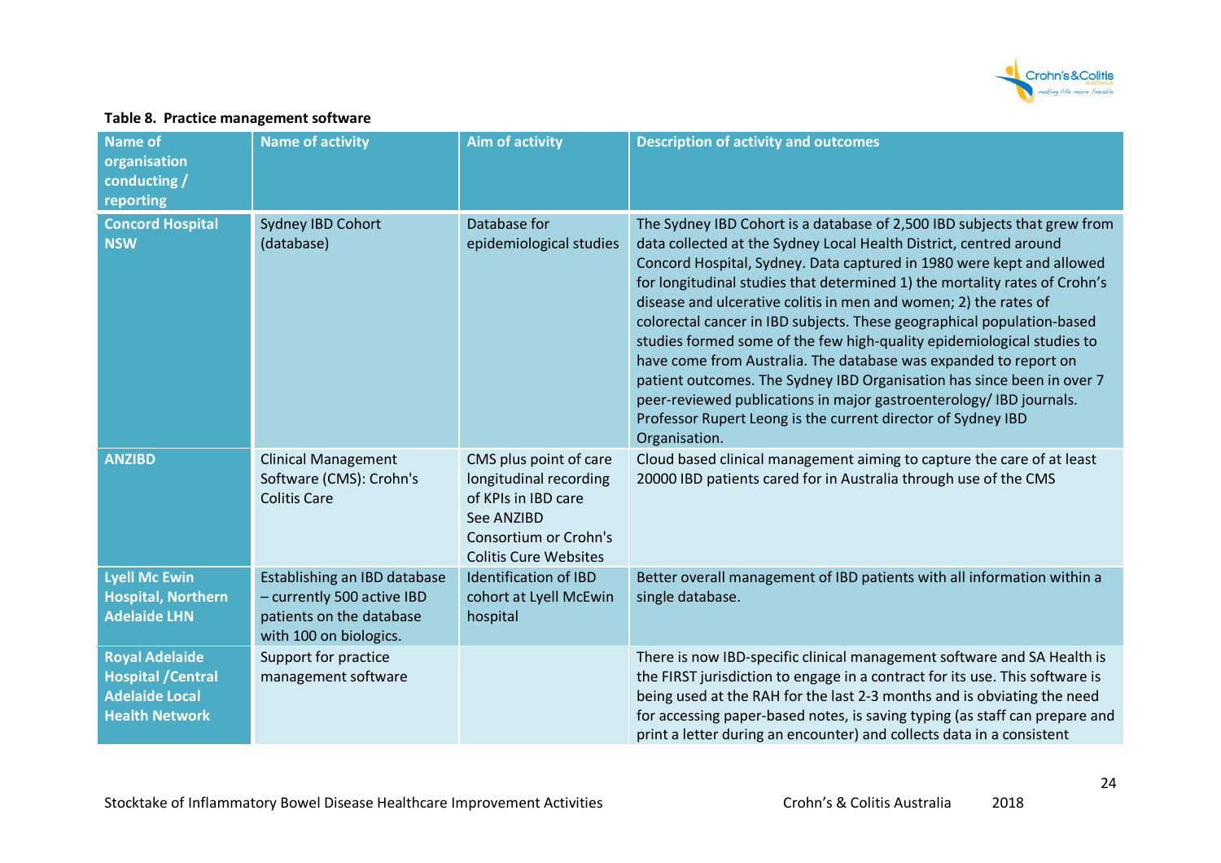**Table 8. Practice management software**

| Name of organisation conducting / reporting | Name of activity | Aim of activity | Description of activity and outcomes |
|---|---|---|---|
| **Concord Hospital NSW** | Sydney IBD Cohort (database) | Database for epidemiological studies | The Sydney IBD Cohort is a database of 2,500 IBD subjects that grew from data collected at the Sydney Local Health District, centred around Concord Hospital, Sydney. Data captured in 1980 were kept and allowed for longitudinal studies that determined 1) the mortality rates of Crohn's disease and ulcerative colitis in men and women; 2) the rates of colorectal cancer in IBD subjects. These geographical population-based studies formed some of the few high-quality epidemiological studies to have come from Australia. The database was expanded to report on patient outcomes. The Sydney IBD Organisation has since been in over 7 peer-reviewed publications in major gastroenterology/ IBD journals. Professor Rupert Leong is the current director of Sydney IBD Organisation. |
| **ANZIBD** | Clinical Management Software (CMS): Crohn's Colitis Care | CMS plus point of care longitudinal recording of KPIs in IBD care See ANZIBD Consortium or Crohn's Colitis Cure Websites | Cloud based clinical management aiming to capture the care of at least 20000 IBD patients cared for in Australia through use of the CMS |
| **Lyell Mc Ewin Hospital, Northern Adelaide LHN** | Establishing an IBD database – currently 500 active IBD patients on the database with 100 on biologics. | Identification of IBD cohort at Lyell McEwin hospital | Better overall management of IBD patients with all information within a single database. |
| **Royal Adelaide Hospital /Central Adelaide Local Health Network** | Support for practice management software | | There is now IBD-specific clinical management software and SA Health is the FIRST jurisdiction to engage in a contract for its use. This software is being used at the RAH for the last 2-3 months and is obviating the need for accessing paper-based notes, is saving typing (as staff can prepare and print a letter during an encounter) and collects data in a consistent |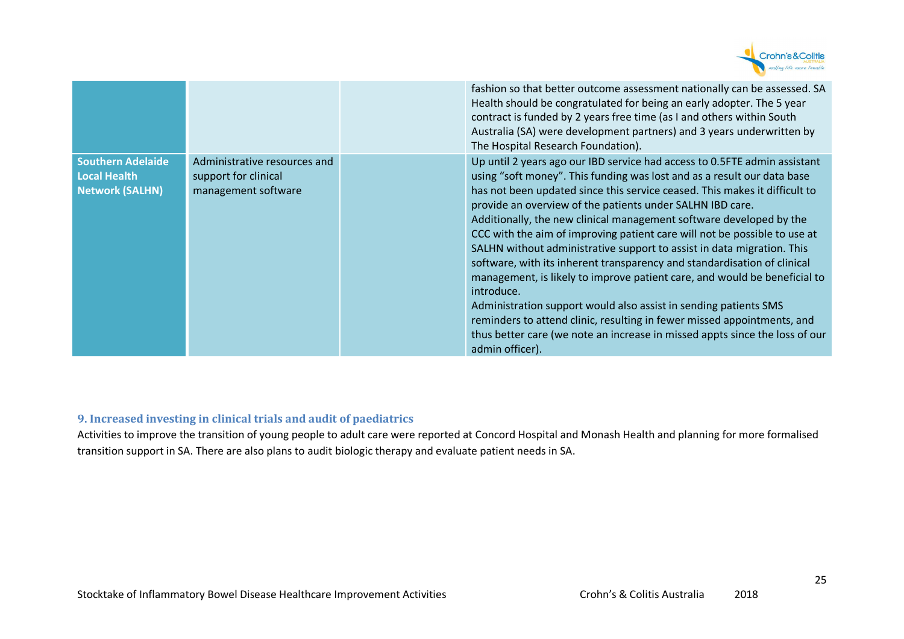| | | | |
|---|---|---|---|
| | | | fashion so that better outcome assessment nationally can be assessed. SA Health should be congratulated for being an early adopter. The 5 year contract is funded by 2 years free time (as I and others within South Australia (SA) were development partners) and 3 years underwritten by The Hospital Research Foundation). |
| **Southern Adelaide Local Health Network (SALHN)** | Administrative resources and support for clinical management software | | Up until 2 years ago our IBD service had access to 0.5FTE admin assistant using "soft money". This funding was lost and as a result our data base has not been updated since this service ceased. This makes it difficult to provide an overview of the patients under SALHN IBD care.<br>Additionally, the new clinical management software developed by the CCC with the aim of improving patient care will not be possible to use at SALHN without administrative support to assist in data migration. This software, with its inherent transparency and standardisation of clinical management, is likely to improve patient care, and would be beneficial to introduce.<br>Administration support would also assist in sending patients SMS reminders to attend clinic, resulting in fewer missed appointments, and thus better care (we note an increase in missed appts since the loss of our admin officer). |

### 9. Increased investing in clinical trials and audit of paediatrics

Activities to improve the transition of young people to adult care were reported at Concord Hospital and Monash Health and planning for more formalised transition support in SA. There are also plans to audit biologic therapy and evaluate patient needs in SA.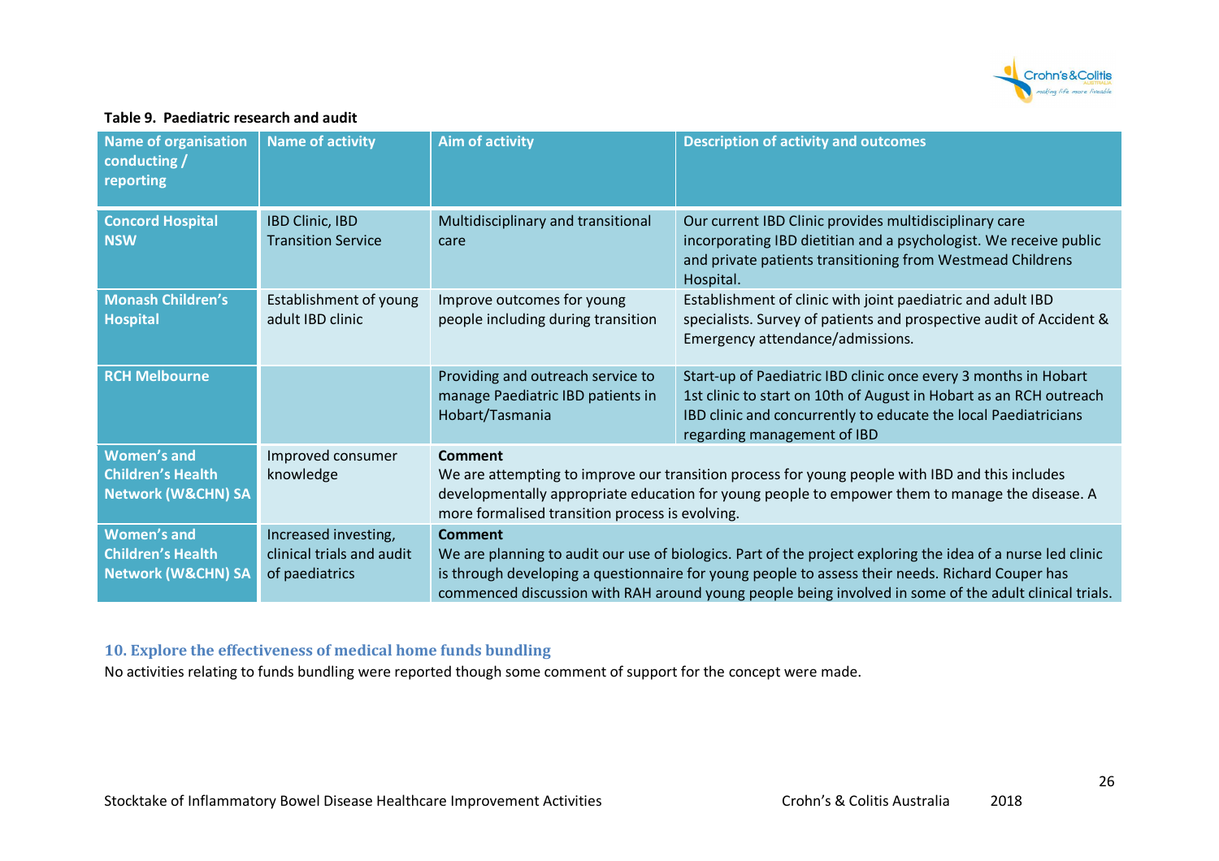**Table 9. Paediatric research and audit**

| Name of organisation conducting / reporting | Name of activity | Aim of activity | Description of activity and outcomes |
|---|---|---|---|
| **Concord Hospital NSW** | IBD Clinic, IBD Transition Service | Multidisciplinary and transitional care | Our current IBD Clinic provides multidisciplinary care incorporating IBD dietitian and a psychologist. We receive public and private patients transitioning from Westmead Childrens Hospital. |
| **Monash Children's Hospital** | Establishment of young adult IBD clinic | Improve outcomes for young people including during transition | Establishment of clinic with joint paediatric and adult IBD specialists. Survey of patients and prospective audit of Accident & Emergency attendance/admissions. |
| **RCH Melbourne** | | Providing and outreach service to manage Paediatric IBD patients in Hobart/Tasmania | Start-up of Paediatric IBD clinic once every 3 months in Hobart 1st clinic to start on 10th of August in Hobart as an RCH outreach IBD clinic and concurrently to educate the local Paediatricians regarding management of IBD |
| **Women's and Children's Health Network (W&CHN) SA** | Improved consumer knowledge | **Comment** We are attempting to improve our transition process for young people with IBD and this includes developmentally appropriate education for young people to empower them to manage the disease. A more formalised transition process is evolving. | |
| **Women's and Children's Health Network (W&CHN) SA** | Increased investing, clinical trials and audit of paediatrics | **Comment** We are planning to audit our use of biologics. Part of the project exploring the idea of a nurse led clinic is through developing a questionnaire for young people to assess their needs. Richard Couper has commenced discussion with RAH around young people being involved in some of the adult clinical trials. | |

## 10. Explore the effectiveness of medical home funds bundling

No activities relating to funds bundling were reported though some comment of support for the concept were made.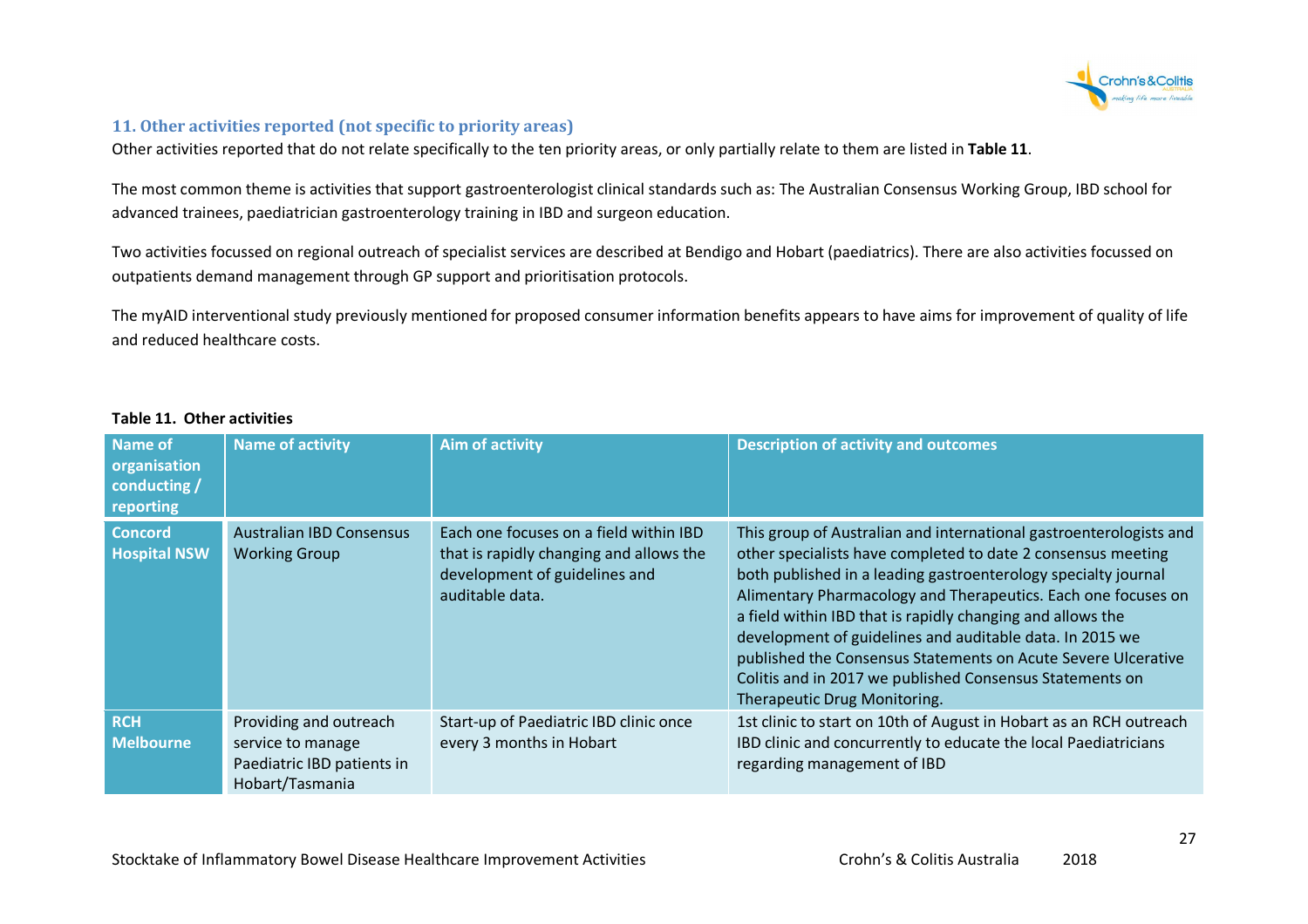## 11. Other activities reported (not specific to priority areas)

Other activities reported that do not relate specifically to the ten priority areas, or only partially relate to them are listed in **Table 11**.

The most common theme is activities that support gastroenterologist clinical standards such as: The Australian Consensus Working Group, IBD school for advanced trainees, paediatrician gastroenterology training in IBD and surgeon education.

Two activities focussed on regional outreach of specialist services are described at Bendigo and Hobart (paediatrics). There are also activities focussed on outpatients demand management through GP support and prioritisation protocols.

The myAID interventional study previously mentioned for proposed consumer information benefits appears to have aims for improvement of quality of life and reduced healthcare costs.

**Table 11. Other activities**

| Name of organisation conducting / reporting | Name of activity | Aim of activity | Description of activity and outcomes |
|---|---|---|---|
| **Concord Hospital NSW** | Australian IBD Consensus Working Group | Each one focuses on a field within IBD that is rapidly changing and allows the development of guidelines and auditable data. | This group of Australian and international gastroenterologists and other specialists have completed to date 2 consensus meeting both published in a leading gastroenterology specialty journal Alimentary Pharmacology and Therapeutics. Each one focuses on a field within IBD that is rapidly changing and allows the development of guidelines and auditable data. In 2015 we published the Consensus Statements on Acute Severe Ulcerative Colitis and in 2017 we published Consensus Statements on Therapeutic Drug Monitoring. |
| **RCH Melbourne** | Providing and outreach service to manage Paediatric IBD patients in Hobart/Tasmania | Start-up of Paediatric IBD clinic once every 3 months in Hobart | 1st clinic to start on 10th of August in Hobart as an RCH outreach IBD clinic and concurrently to educate the local Paediatricians regarding management of IBD |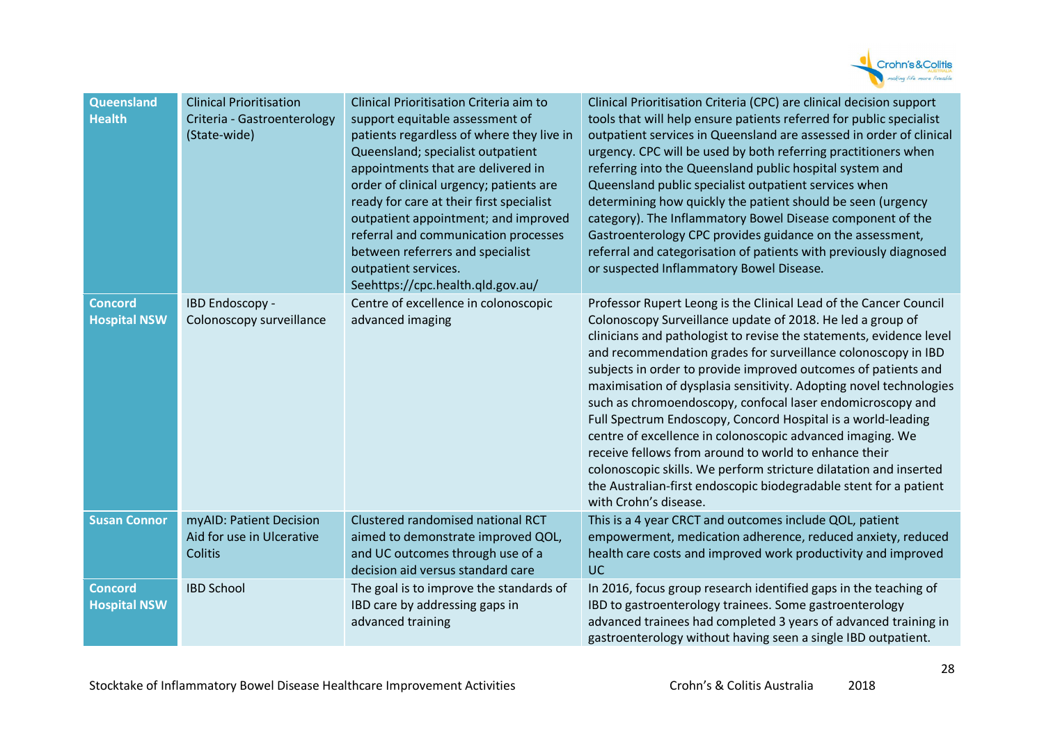| | | | |
|---|---|---|---|
| **Queensland Health** | Clinical Prioritisation Criteria - Gastroenterology (State-wide) | Clinical Prioritisation Criteria aim to support equitable assessment of patients regardless of where they live in Queensland; specialist outpatient appointments that are delivered in order of clinical urgency; patients are ready for care at their first specialist outpatient appointment; and improved referral and communication processes between referrers and specialist outpatient services. Seehttps://cpc.health.qld.gov.au/ | Clinical Prioritisation Criteria (CPC) are clinical decision support tools that will help ensure patients referred for public specialist outpatient services in Queensland are assessed in order of clinical urgency. CPC will be used by both referring practitioners when referring into the Queensland public hospital system and Queensland public specialist outpatient services when determining how quickly the patient should be seen (urgency category). The Inflammatory Bowel Disease component of the Gastroenterology CPC provides guidance on the assessment, referral and categorisation of patients with previously diagnosed or suspected Inflammatory Bowel Disease. |
| **Concord Hospital NSW** | IBD Endoscopy - Colonoscopy surveillance | Centre of excellence in colonoscopic advanced imaging | Professor Rupert Leong is the Clinical Lead of the Cancer Council Colonoscopy Surveillance update of 2018. He led a group of clinicians and pathologist to revise the statements, evidence level and recommendation grades for surveillance colonoscopy in IBD subjects in order to provide improved outcomes of patients and maximisation of dysplasia sensitivity. Adopting novel technologies such as chromoendoscopy, confocal laser endomicroscopy and Full Spectrum Endoscopy, Concord Hospital is a world-leading centre of excellence in colonoscopic advanced imaging. We receive fellows from around to world to enhance their colonoscopic skills. We perform stricture dilatation and inserted the Australian-first endoscopic biodegradable stent for a patient with Crohn's disease. |
| **Susan Connor** | myAID: Patient Decision Aid for use in Ulcerative Colitis | Clustered randomised national RCT aimed to demonstrate improved QOL, and UC outcomes through use of a decision aid versus standard care | This is a 4 year CRCT and outcomes include QOL, patient empowerment, medication adherence, reduced anxiety, reduced health care costs and improved work productivity and improved UC |
| **Concord Hospital NSW** | IBD School | The goal is to improve the standards of IBD care by addressing gaps in advanced training | In 2016, focus group research identified gaps in the teaching of IBD to gastroenterology trainees. Some gastroenterology advanced trainees had completed 3 years of advanced training in gastroenterology without having seen a single IBD outpatient. |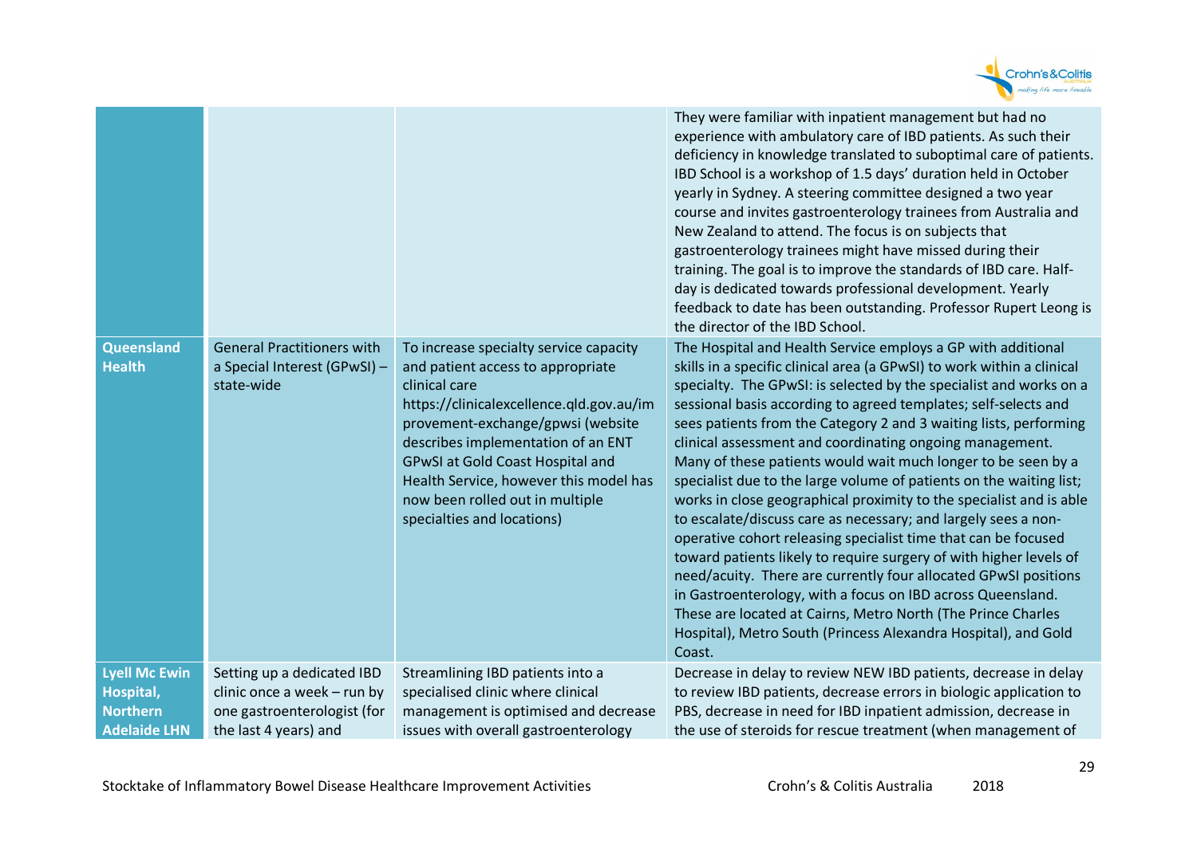| | | | |
|---|---|---|---|
| | | | They were familiar with inpatient management but had no experience with ambulatory care of IBD patients. As such their deficiency in knowledge translated to suboptimal care of patients. IBD School is a workshop of 1.5 days' duration held in October yearly in Sydney. A steering committee designed a two year course and invites gastroenterology trainees from Australia and New Zealand to attend. The focus is on subjects that gastroenterology trainees might have missed during their training. The goal is to improve the standards of IBD care. Half-day is dedicated towards professional development. Yearly feedback to date has been outstanding. Professor Rupert Leong is the director of the IBD School. |
| **Queensland Health** | General Practitioners with a Special Interest (GPwSI) – state-wide | To increase specialty service capacity and patient access to appropriate clinical care https://clinicalexcellence.qld.gov.au/improvement-exchange/gpwsi (website describes implementation of an ENT GPwSI at Gold Coast Hospital and Health Service, however this model has now been rolled out in multiple specialties and locations) | The Hospital and Health Service employs a GP with additional skills in a specific clinical area (a GPwSI) to work within a clinical specialty. The GPwSI: is selected by the specialist and works on a sessional basis according to agreed templates; self-selects and sees patients from the Category 2 and 3 waiting lists, performing clinical assessment and coordinating ongoing management. Many of these patients would wait much longer to be seen by a specialist due to the large volume of patients on the waiting list; works in close geographical proximity to the specialist and is able to escalate/discuss care as necessary; and largely sees a non-operative cohort releasing specialist time that can be focused toward patients likely to require surgery of with higher levels of need/acuity. There are currently four allocated GPwSI positions in Gastroenterology, with a focus on IBD across Queensland. These are located at Cairns, Metro North (The Prince Charles Hospital), Metro South (Princess Alexandra Hospital), and Gold Coast. |
| **Lyell Mc Ewin Hospital, Northern Adelaide LHN** | Setting up a dedicated IBD clinic once a week – run by one gastroenterologist (for the last 4 years) and | Streamlining IBD patients into a specialised clinic where clinical management is optimised and decrease issues with overall gastroenterology | Decrease in delay to review NEW IBD patients, decrease in delay to review IBD patients, decrease errors in biologic application to PBS, decrease in need for IBD inpatient admission, decrease in the use of steroids for rescue treatment (when management of |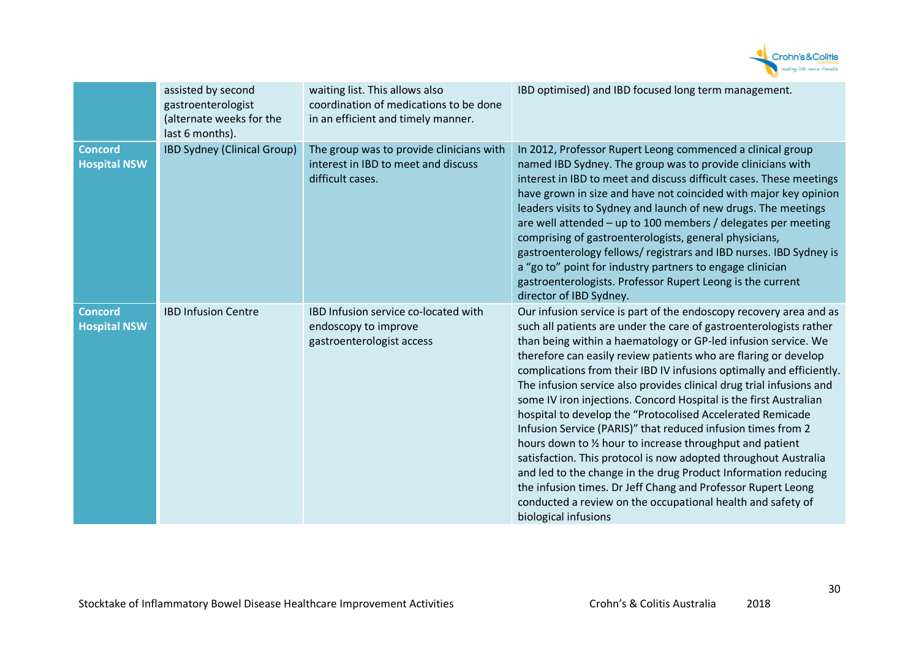| | | | |
|---|---|---|---|
| | assisted by second gastroenterologist (alternate weeks for the last 6 months). | waiting list. This allows also coordination of medications to be done in an efficient and timely manner. | IBD optimised) and IBD focused long term management. |
| **Concord Hospital NSW** | IBD Sydney (Clinical Group) | The group was to provide clinicians with interest in IBD to meet and discuss difficult cases. | In 2012, Professor Rupert Leong commenced a clinical group named IBD Sydney. The group was to provide clinicians with interest in IBD to meet and discuss difficult cases. These meetings have grown in size and have not coincided with major key opinion leaders visits to Sydney and launch of new drugs. The meetings are well attended – up to 100 members / delegates per meeting comprising of gastroenterologists, general physicians, gastroenterology fellows/ registrars and IBD nurses. IBD Sydney is a "go to" point for industry partners to engage clinician gastroenterologists. Professor Rupert Leong is the current director of IBD Sydney. |
| **Concord Hospital NSW** | IBD Infusion Centre | IBD Infusion service co-located with endoscopy to improve gastroenterologist access | Our infusion service is part of the endoscopy recovery area and as such all patients are under the care of gastroenterologists rather than being within a haematology or GP-led infusion service. We therefore can easily review patients who are flaring or develop complications from their IBD IV infusions optimally and efficiently. The infusion service also provides clinical drug trial infusions and some IV iron injections. Concord Hospital is the first Australian hospital to develop the "Protocolised Accelerated Remicade Infusion Service (PARIS)" that reduced infusion times from 2 hours down to ½ hour to increase throughput and patient satisfaction. This protocol is now adopted throughout Australia and led to the change in the drug Product Information reducing the infusion times. Dr Jeff Chang and Professor Rupert Leong conducted a review on the occupational health and safety of biological infusions |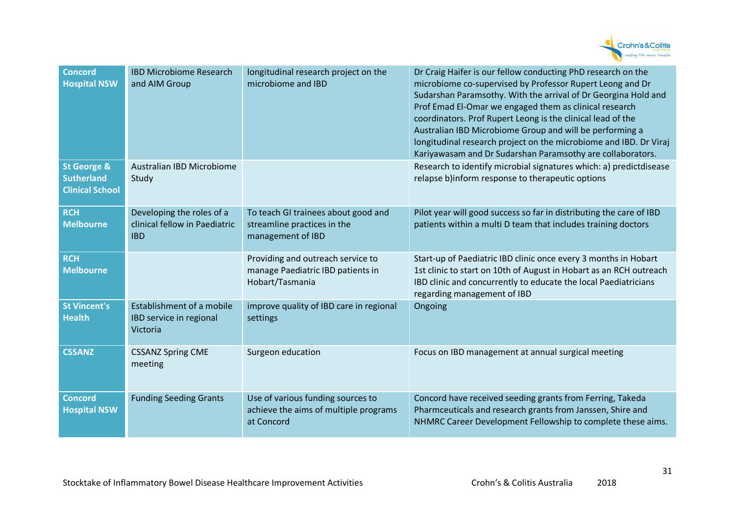| Concord Hospital NSW | IBD Microbiome Research and AIM Group | longitudinal research project on the microbiome and IBD | Dr Craig Haifer is our fellow conducting PhD research on the microbiome co-supervised by Professor Rupert Leong and Dr Sudarshan Paramsothy. With the arrival of Dr Georgina Hold and Prof Emad El-Omar we engaged them as clinical research coordinators. Prof Rupert Leong is the clinical lead of the Australian IBD Microbiome Group and will be performing a longitudinal research project on the microbiome and IBD. Dr Viraj Kariyawasam and Dr Sudarshan Paramsothy are collaborators. |
|---|---|---|---|
| St George & Sutherland Clinical School | Australian IBD Microbiome Study | | Research to identify microbial signatures which: a) predictdisease relapse b)inform response to therapeutic options |
| RCH Melbourne | Developing the roles of a clinical fellow in Paediatric IBD | To teach GI trainees about good and streamline practices in the management of IBD | Pilot year will good success so far in distributing the care of IBD patients within a multi D team that includes training doctors |
| RCH Melbourne | | Providing and outreach service to manage Paediatric IBD patients in Hobart/Tasmania | Start-up of Paediatric IBD clinic once every 3 months in Hobart 1st clinic to start on 10th of August in Hobart as an RCH outreach IBD clinic and concurrently to educate the local Paediatricians regarding management of IBD |
| St Vincent's Health | Establishment of a mobile IBD service in regional Victoria | improve quality of IBD care in regional settings | Ongoing |
| CSSANZ | CSSANZ Spring CME meeting | Surgeon education | Focus on IBD management at annual surgical meeting |
| Concord Hospital NSW | Funding Seeding Grants | Use of various funding sources to achieve the aims of multiple programs at Concord | Concord have received seeding grants from Ferring, Takeda Pharmceuticals and research grants from Janssen, Shire and NHMRC Career Development Fellowship to complete these aims. |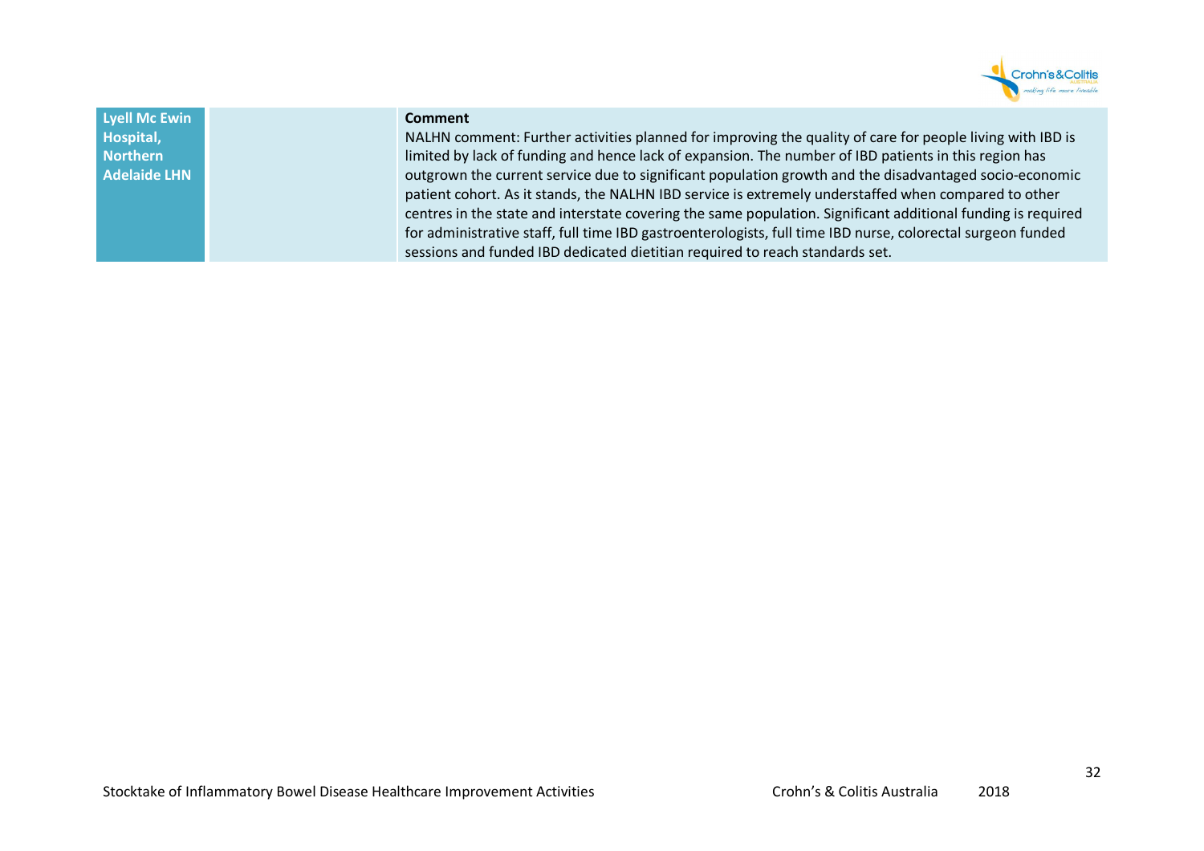| | | |
|---|---|---|
| **Lyell Mc Ewin Hospital, Northern Adelaide LHN** | | **Comment**<br>NALHN comment: Further activities planned for improving the quality of care for people living with IBD is limited by lack of funding and hence lack of expansion. The number of IBD patients in this region has outgrown the current service due to significant population growth and the disadvantaged socio-economic patient cohort. As it stands, the NALHN IBD service is extremely understaffed when compared to other centres in the state and interstate covering the same population. Significant additional funding is required for administrative staff, full time IBD gastroenterologists, full time IBD nurse, colorectal surgeon funded sessions and funded IBD dedicated dietitian required to reach standards set. |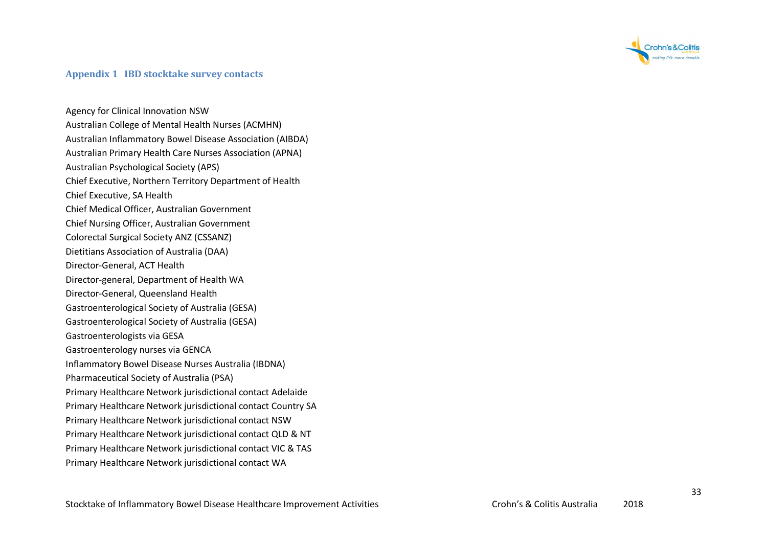## Appendix 1 IBD stocktake survey contacts

Agency for Clinical Innovation NSW
Australian College of Mental Health Nurses (ACMHN)
Australian Inflammatory Bowel Disease Association (AIBDA)
Australian Primary Health Care Nurses Association (APNA)
Australian Psychological Society (APS)
Chief Executive, Northern Territory Department of Health
Chief Executive, SA Health
Chief Medical Officer, Australian Government
Chief Nursing Officer, Australian Government
Colorectal Surgical Society ANZ (CSSANZ)
Dietitians Association of Australia (DAA)
Director-General, ACT Health
Director-general, Department of Health WA
Director-General, Queensland Health
Gastroenterological Society of Australia (GESA)
Gastroenterological Society of Australia (GESA)
Gastroenterologists via GESA
Gastroenterology nurses via GENCA
Inflammatory Bowel Disease Nurses Australia (IBDNA)
Pharmaceutical Society of Australia (PSA)
Primary Healthcare Network jurisdictional contact Adelaide
Primary Healthcare Network jurisdictional contact Country SA
Primary Healthcare Network jurisdictional contact NSW
Primary Healthcare Network jurisdictional contact QLD & NT
Primary Healthcare Network jurisdictional contact VIC & TAS
Primary Healthcare Network jurisdictional contact WA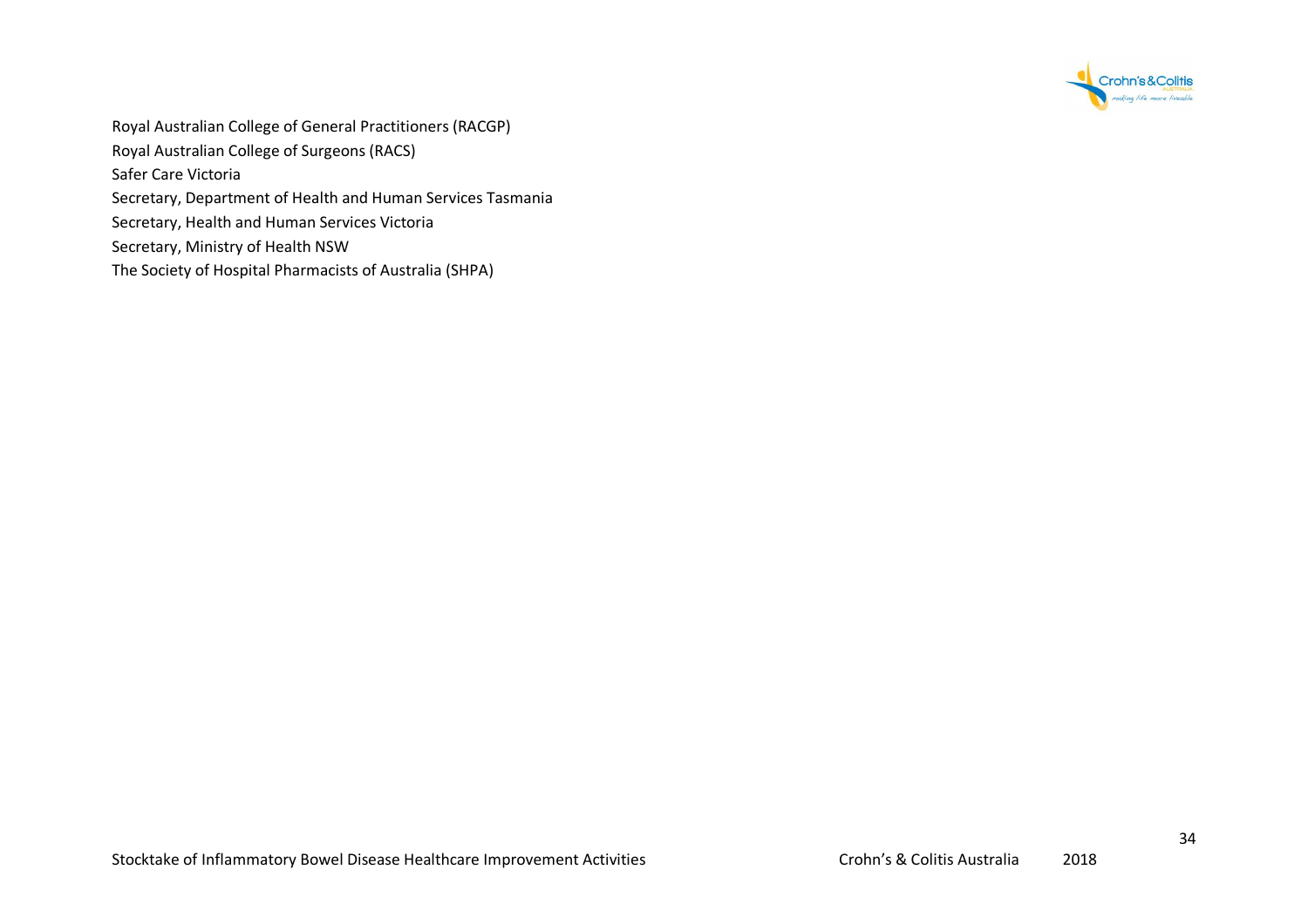Royal Australian College of General Practitioners (RACGP)
Royal Australian College of Surgeons (RACS)
Safer Care Victoria
Secretary, Department of Health and Human Services Tasmania
Secretary, Health and Human Services Victoria
Secretary, Ministry of Health NSW
The Society of Hospital Pharmacists of Australia (SHPA)